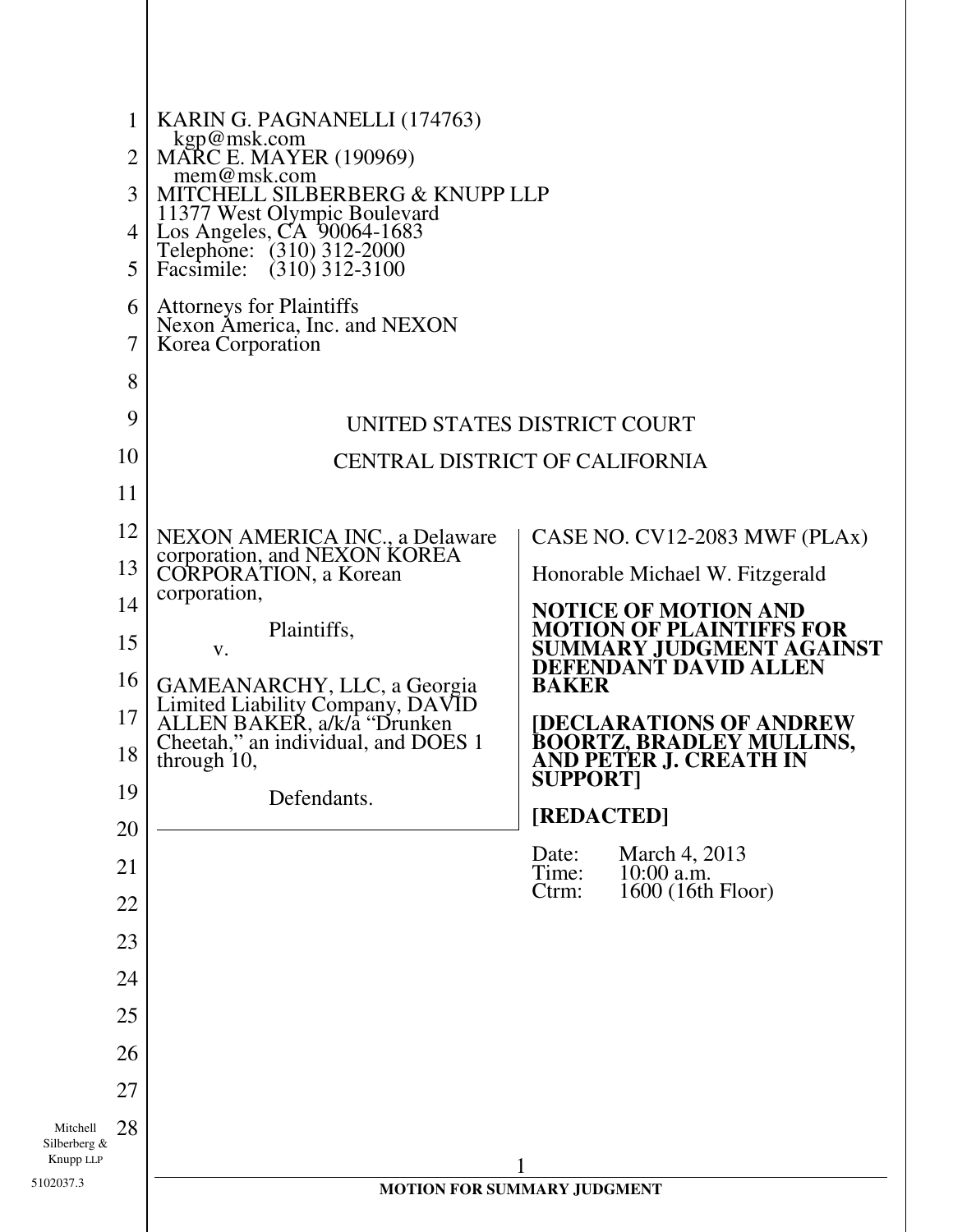KARIN G. PAGNANELLI (174763)
kgp@msk.com
MARC E. MAYER (190969)
mem@msk.com
MITCHELL SILBERBERG & KNUPP LLP
11377 West Olympic Boulevard
Los Angeles, CA 90064-1683
Telephone: (310) 312-2000
Facsimile: (310) 312-3100

Attorneys for Plaintiffs
Nexon America, Inc. and NEXON
Korea Corporation

UNITED STATES DISTRICT COURT

CENTRAL DISTRICT OF CALIFORNIA

| | |
|---|---|
| NEXON AMERICA INC., a Delaware corporation, and NEXON KOREA CORPORATION, a Korean corporation,<br><br>Plaintiffs,<br><br>v.<br><br>GAMEANARCHY, LLC, a Georgia Limited Liability Company, DAVID ALLEN BAKER, a/k/a "Drunken Cheetah," an individual, and DOES 1 through 10,<br><br>Defendants. | CASE NO. CV12-2083 MWF (PLAx)<br><br>Honorable Michael W. Fitzgerald<br><br>**NOTICE OF MOTION AND MOTION OF PLAINTIFFS FOR SUMMARY JUDGMENT AGAINST DEFENDANT DAVID ALLEN BAKER**<br><br>**[DECLARATIONS OF ANDREW BOORTZ, BRADLEY MULLINS, AND PETER J. CREATH IN SUPPORT]**<br><br>**[REDACTED]**<br><br>Date: March 4, 2013<br>Time: 10:00 a.m.<br>Ctrm: 1600 (16th Floor) |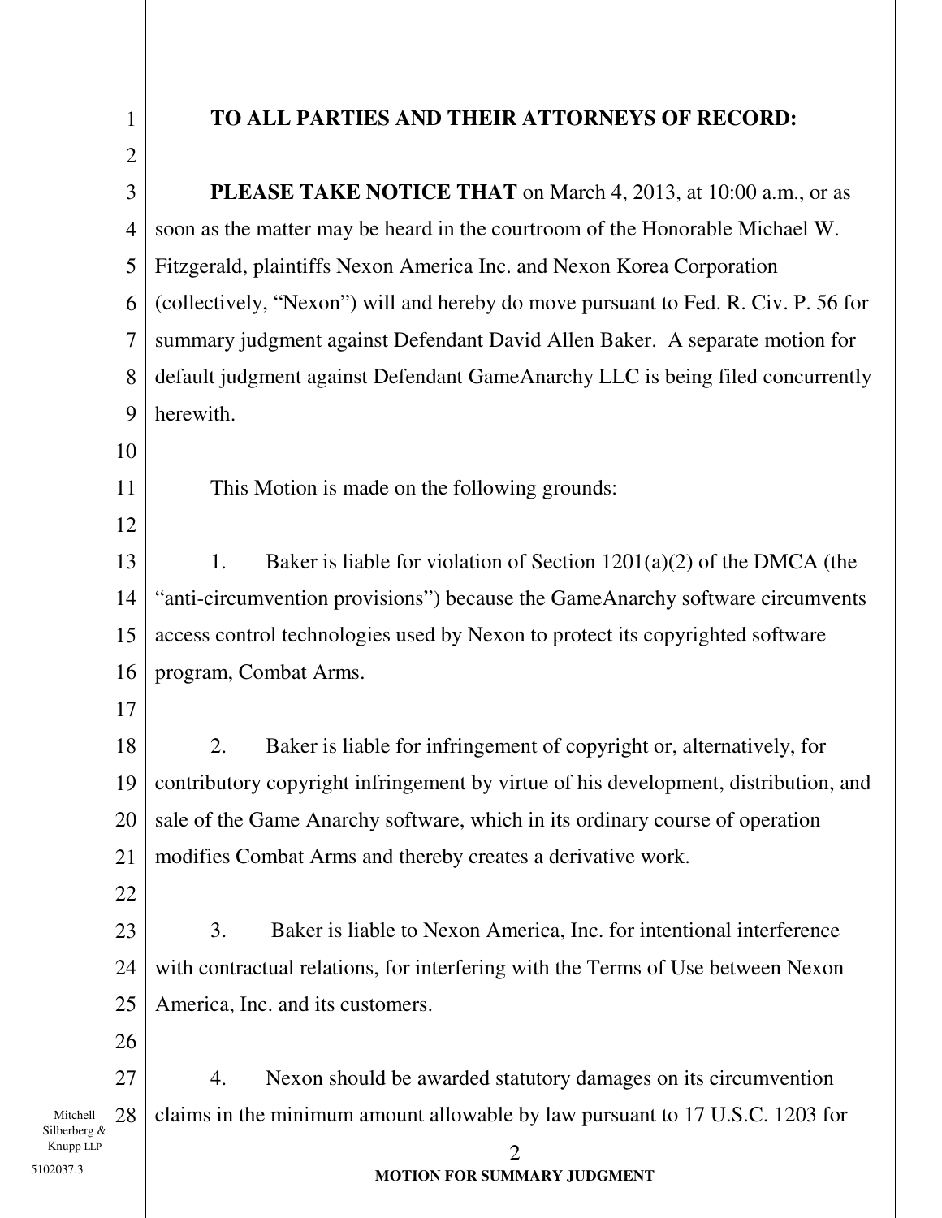**TO ALL PARTIES AND THEIR ATTORNEYS OF RECORD:**

**PLEASE TAKE NOTICE THAT** on March 4, 2013, at 10:00 a.m., or as soon as the matter may be heard in the courtroom of the Honorable Michael W. Fitzgerald, plaintiffs Nexon America Inc. and Nexon Korea Corporation (collectively, "Nexon") will and hereby do move pursuant to Fed. R. Civ. P. 56 for summary judgment against Defendant David Allen Baker. A separate motion for default judgment against Defendant GameAnarchy LLC is being filed concurrently herewith.

This Motion is made on the following grounds:

1. Baker is liable for violation of Section 1201(a)(2) of the DMCA (the "anti-circumvention provisions") because the GameAnarchy software circumvents access control technologies used by Nexon to protect its copyrighted software program, Combat Arms.

2. Baker is liable for infringement of copyright or, alternatively, for contributory copyright infringement by virtue of his development, distribution, and sale of the Game Anarchy software, which in its ordinary course of operation modifies Combat Arms and thereby creates a derivative work.

3. Baker is liable to Nexon America, Inc. for intentional interference with contractual relations, for interfering with the Terms of Use between Nexon America, Inc. and its customers.

4. Nexon should be awarded statutory damages on its circumvention claims in the minimum amount allowable by law pursuant to 17 U.S.C. 1203 for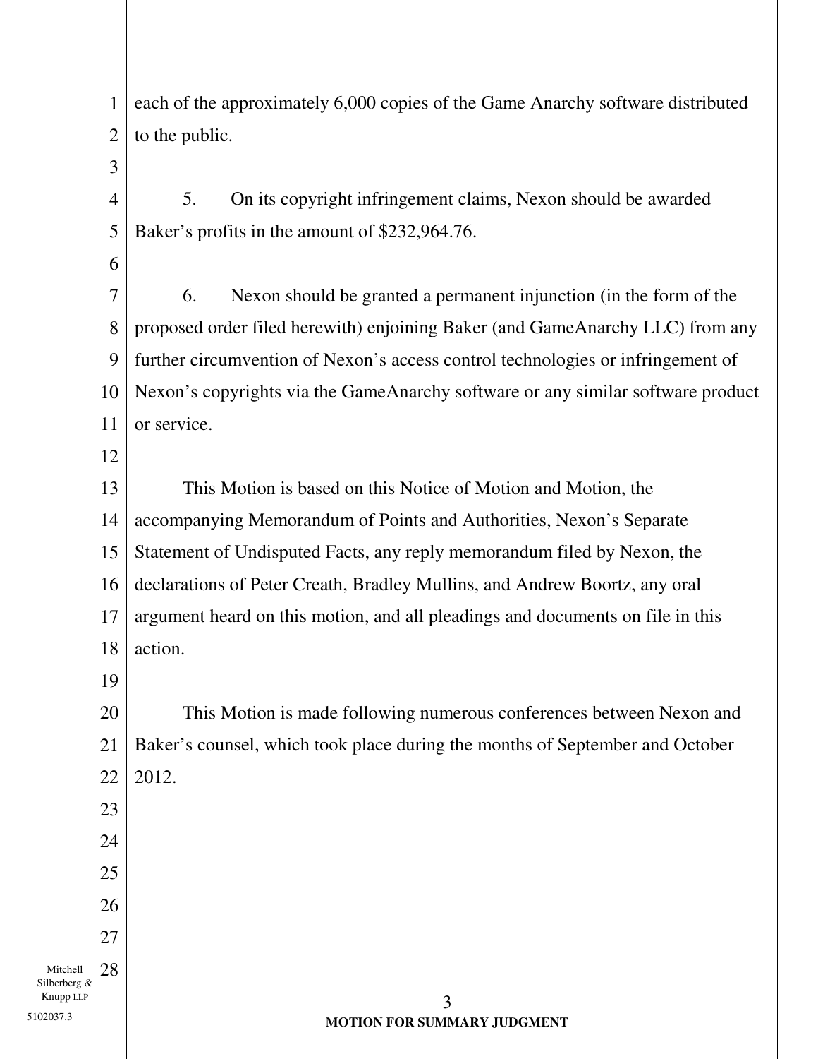each of the approximately 6,000 copies of the Game Anarchy software distributed to the public.

5. On its copyright infringement claims, Nexon should be awarded Baker's profits in the amount of $232,964.76.

6. Nexon should be granted a permanent injunction (in the form of the proposed order filed herewith) enjoining Baker (and GameAnarchy LLC) from any further circumvention of Nexon's access control technologies or infringement of Nexon's copyrights via the GameAnarchy software or any similar software product or service.

This Motion is based on this Notice of Motion and Motion, the accompanying Memorandum of Points and Authorities, Nexon's Separate Statement of Undisputed Facts, any reply memorandum filed by Nexon, the declarations of Peter Creath, Bradley Mullins, and Andrew Boortz, any oral argument heard on this motion, and all pleadings and documents on file in this action.

This Motion is made following numerous conferences between Nexon and Baker's counsel, which took place during the months of September and October 2012.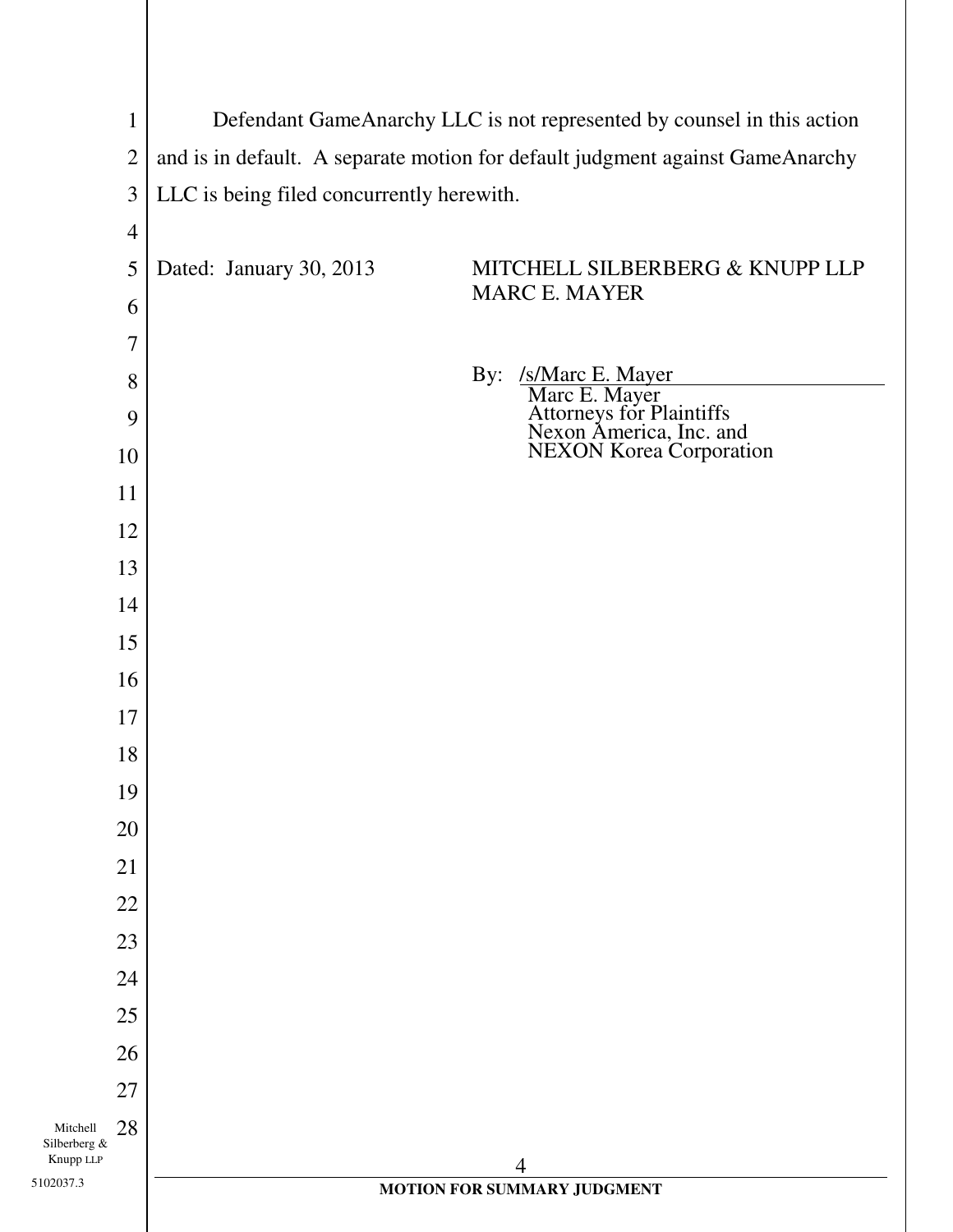Defendant GameAnarchy LLC is not represented by counsel in this action and is in default. A separate motion for default judgment against GameAnarchy LLC is being filed concurrently herewith.

Dated: January 30, 2013

MITCHELL SILBERBERG & KNUPP LLP
MARC E. MAYER

By: /s/Marc E. Mayer
Marc E. Mayer
Attorneys for Plaintiffs
Nexon America, Inc. and
NEXON Korea Corporation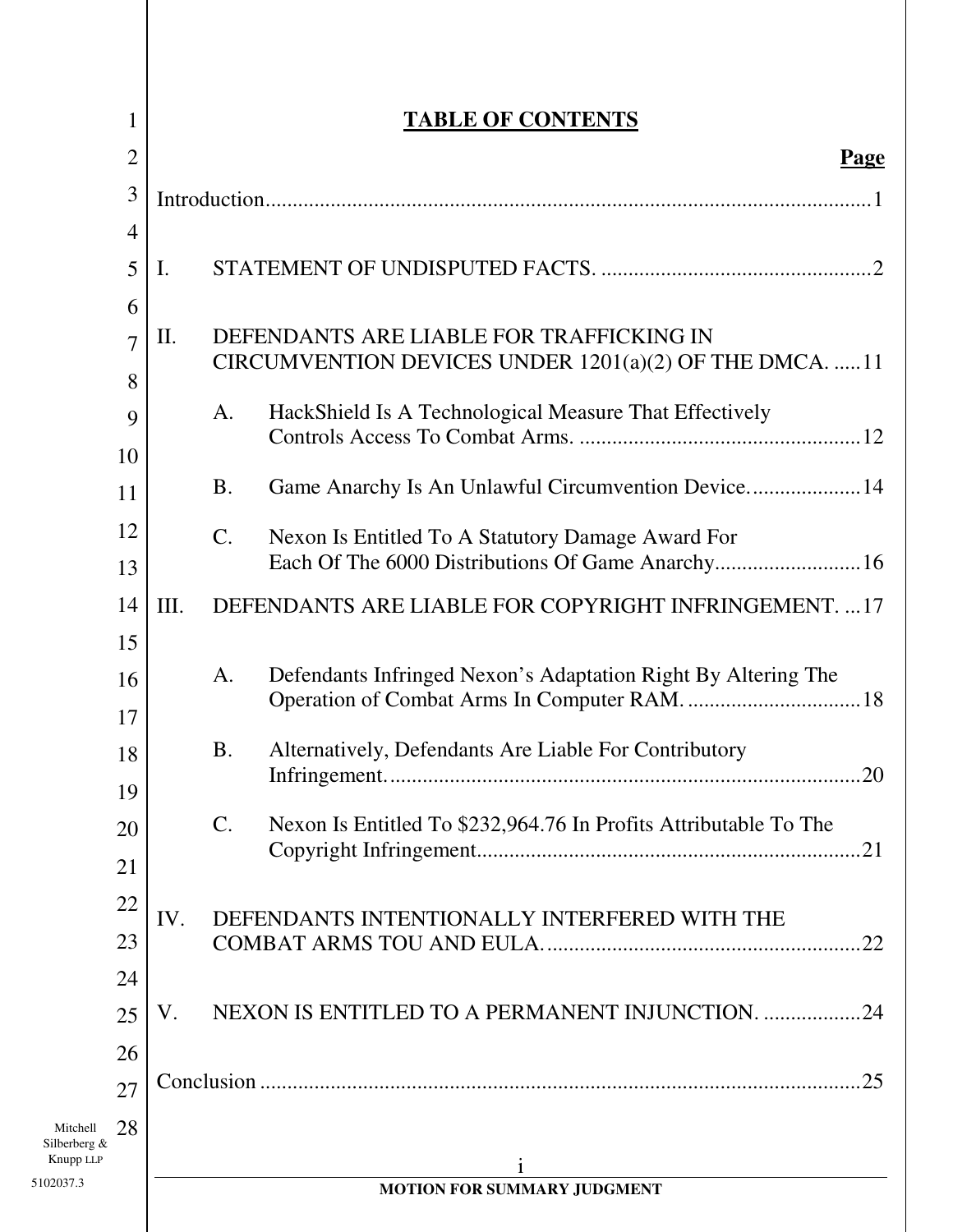# TABLE OF CONTENTS

| | Page |
|---|---|
| Introduction | 1 |
| I. STATEMENT OF UNDISPUTED FACTS. | 2 |
| II. DEFENDANTS ARE LIABLE FOR TRAFFICKING IN CIRCUMVENTION DEVICES UNDER 1201(a)(2) OF THE DMCA. | 11 |
| A. HackShield Is A Technological Measure That Effectively Controls Access To Combat Arms. | 12 |
| B. Game Anarchy Is An Unlawful Circumvention Device. | 14 |
| C. Nexon Is Entitled To A Statutory Damage Award For Each Of The 6000 Distributions Of Game Anarchy | 16 |
| III. DEFENDANTS ARE LIABLE FOR COPYRIGHT INFRINGEMENT. | 17 |
| A. Defendants Infringed Nexon's Adaptation Right By Altering The Operation of Combat Arms In Computer RAM. | 18 |
| B. Alternatively, Defendants Are Liable For Contributory Infringement. | 20 |
| C. Nexon Is Entitled To $232,964.76 In Profits Attributable To The Copyright Infringement | 21 |
| IV. DEFENDANTS INTENTIONALLY INTERFERED WITH THE COMBAT ARMS TOU AND EULA. | 22 |
| V. NEXON IS ENTITLED TO A PERMANENT INJUNCTION. | 24 |
| Conclusion | 25 |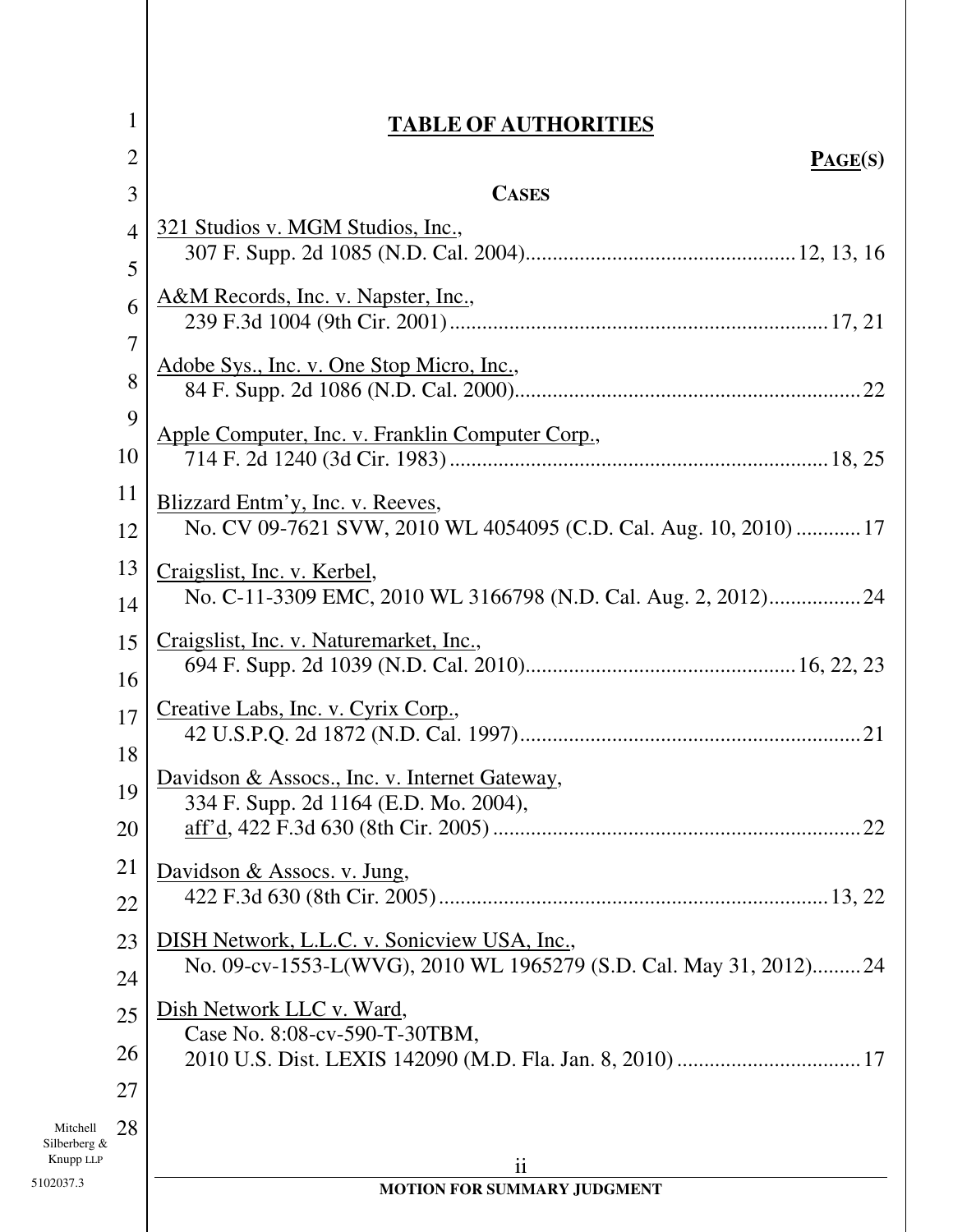## TABLE OF AUTHORITIES

**PAGE(S)**

**CASES**

321 Studios v. MGM Studios, Inc.,
307 F. Supp. 2d 1085 (N.D. Cal. 2004)....................................................12, 13, 16

A&M Records, Inc. v. Napster, Inc.,
239 F.3d 1004 (9th Cir. 2001)....................................................................17, 21

Adobe Sys., Inc. v. One Stop Micro, Inc.,
84 F. Supp. 2d 1086 (N.D. Cal. 2000)...............................................................22

Apple Computer, Inc. v. Franklin Computer Corp.,
714 F. 2d 1240 (3d Cir. 1983).....................................................................18, 25

Blizzard Entm'y, Inc. v. Reeves,
No. CV 09-7621 SVW, 2010 WL 4054095 (C.D. Cal. Aug. 10, 2010)...........17

Craigslist, Inc. v. Kerbel,
No. C-11-3309 EMC, 2010 WL 3166798 (N.D. Cal. Aug. 2, 2012)................24

Craigslist, Inc. v. Naturemarket, Inc.,
694 F. Supp. 2d 1039 (N.D. Cal. 2010)..................................................16, 22, 23

Creative Labs, Inc. v. Cyrix Corp.,
42 U.S.P.Q. 2d 1872 (N.D. Cal. 1997)...............................................................21

Davidson & Assocs., Inc. v. Internet Gateway,
334 F. Supp. 2d 1164 (E.D. Mo. 2004),
aff'd, 422 F.3d 630 (8th Cir. 2005)....................................................................22

Davidson & Assocs. v. Jung,
422 F.3d 630 (8th Cir. 2005).......................................................................13, 22

DISH Network, L.L.C. v. Sonicview USA, Inc.,
No. 09-cv-1553-L(WVG), 2010 WL 1965279 (S.D. Cal. May 31, 2012).........24

Dish Network LLC v. Ward,
Case No. 8:08-cv-590-T-30TBM,
2010 U.S. Dist. LEXIS 142090 (M.D. Fla. Jan. 8, 2010).................................17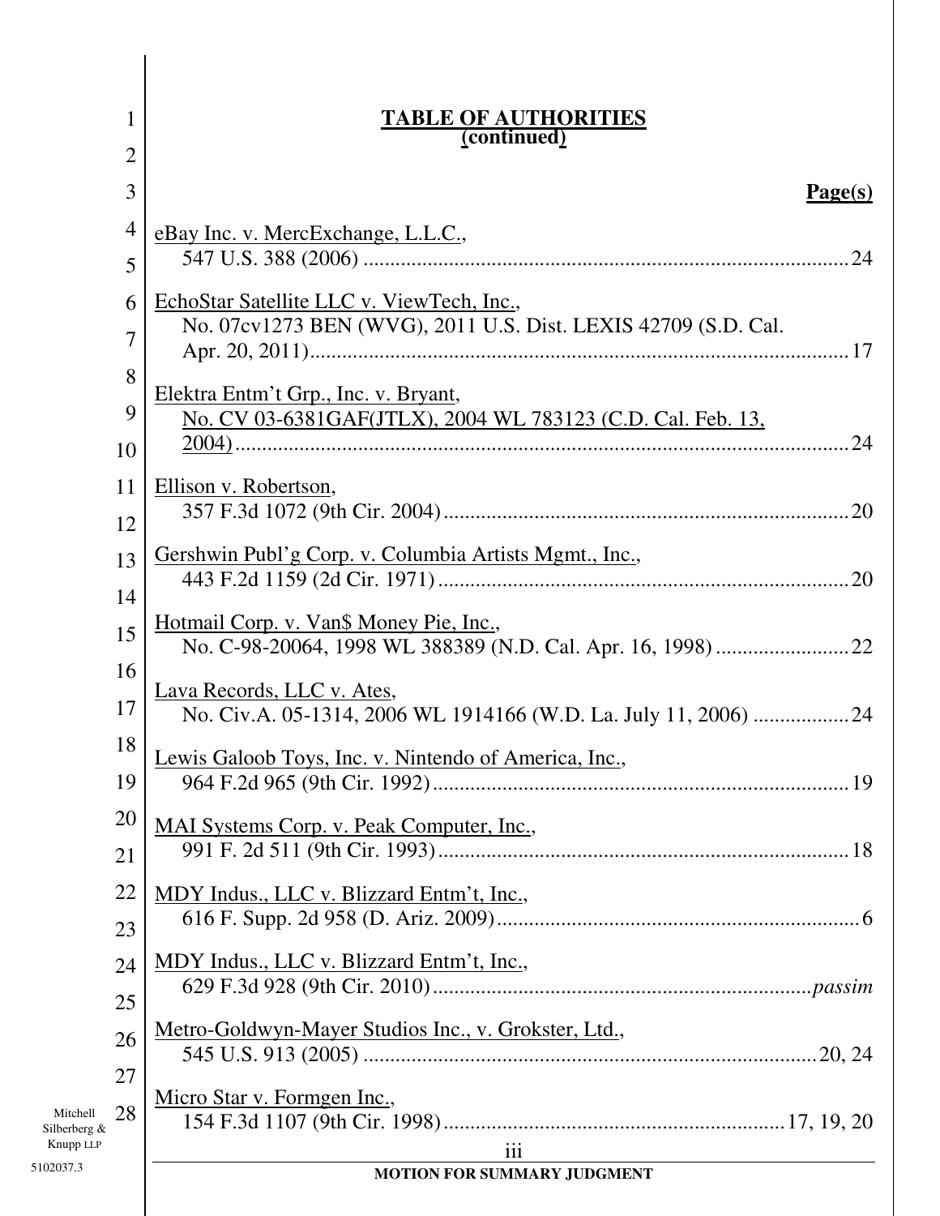**TABLE OF AUTHORITIES**
**(continued)**

**Page(s)**

eBay Inc. v. MercExchange, L.L.C.,
547 U.S. 388 (2006) ........................................................................................ 24

EchoStar Satellite LLC v. ViewTech, Inc.,
No. 07cv1273 BEN (WVG), 2011 U.S. Dist. LEXIS 42709 (S.D. Cal. Apr. 20, 2011)........................................................................................ 17

Elektra Entm't Grp., Inc. v. Bryant,
No. CV 03-6381GAF(JTLX), 2004 WL 783123 (C.D. Cal. Feb. 13, 2004)........................................................................................ 24

Ellison v. Robertson,
357 F.3d 1072 (9th Cir. 2004)........................................................................................ 20

Gershwin Publ'g Corp. v. Columbia Artists Mgmt., Inc.,
443 F.2d 1159 (2d Cir. 1971)........................................................................................ 20

Hotmail Corp. v. Van$ Money Pie, Inc.,
No. C-98-20064, 1998 WL 388389 (N.D. Cal. Apr. 16, 1998)........................ 22

Lava Records, LLC v. Ates,
No. Civ.A. 05-1314, 2006 WL 1914166 (W.D. La. July 11, 2006) ................. 24

Lewis Galoob Toys, Inc. v. Nintendo of America, Inc.,
964 F.2d 965 (9th Cir. 1992)........................................................................................ 19

MAI Systems Corp. v. Peak Computer, Inc.,
991 F. 2d 511 (9th Cir. 1993)........................................................................................ 18

MDY Indus., LLC v. Blizzard Entm't, Inc.,
616 F. Supp. 2d 958 (D. Ariz. 2009)........................................................................................ 6

MDY Indus., LLC v. Blizzard Entm't, Inc.,
629 F.3d 928 (9th Cir. 2010)........................................................................................ *passim*

Metro-Goldwyn-Mayer Studios Inc., v. Grokster, Ltd.,
545 U.S. 913 (2005) ........................................................................................ 20, 24

Micro Star v. Formgen Inc.,
154 F.3d 1107 (9th Cir. 1998)........................................................................................ 17, 19, 20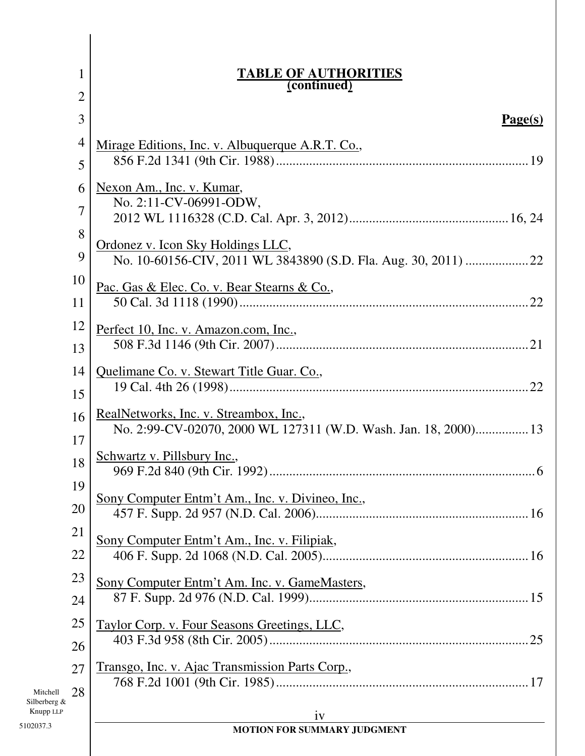## TABLE OF AUTHORITIES (continued)

**Page(s)**

Mirage Editions, Inc. v. Albuquerque A.R.T. Co.,
856 F.2d 1341 (9th Cir. 1988) ........................................ 19

Nexon Am., Inc. v. Kumar,
No. 2:11-CV-06991-ODW,
2012 WL 1116328 (C.D. Cal. Apr. 3, 2012) ........................................ 16, 24

Ordonez v. Icon Sky Holdings LLC,
No. 10-60156-CIV, 2011 WL 3843890 (S.D. Fla. Aug. 30, 2011) ........................................ 22

Pac. Gas & Elec. Co. v. Bear Stearns & Co.,
50 Cal. 3d 1118 (1990) ........................................ 22

Perfect 10, Inc. v. Amazon.com, Inc.,
508 F.3d 1146 (9th Cir. 2007) ........................................ 21

Quelimane Co. v. Stewart Title Guar. Co.,
19 Cal. 4th 26 (1998) ........................................ 22

RealNetworks, Inc. v. Streambox, Inc.,
No. 2:99-CV-02070, 2000 WL 127311 (W.D. Wash. Jan. 18, 2000) ........................................ 13

Schwartz v. Pillsbury Inc.,
969 F.2d 840 (9th Cir. 1992) ........................................ 6

Sony Computer Entm't Am., Inc. v. Divineo, Inc.,
457 F. Supp. 2d 957 (N.D. Cal. 2006) ........................................ 16

Sony Computer Entm't Am., Inc. v. Filipiak,
406 F. Supp. 2d 1068 (N.D. Cal. 2005) ........................................ 16

Sony Computer Entm't Am. Inc. v. GameMasters,
87 F. Supp. 2d 976 (N.D. Cal. 1999) ........................................ 15

Taylor Corp. v. Four Seasons Greetings, LLC,
403 F.3d 958 (8th Cir. 2005) ........................................ 25

Transgo, Inc. v. Ajac Transmission Parts Corp.,
768 F.2d 1001 (9th Cir. 1985) ........................................ 17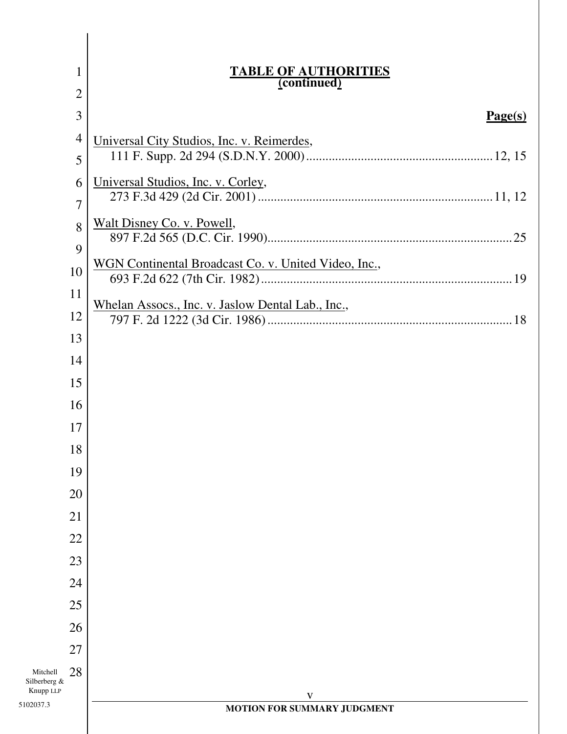## TABLE OF AUTHORITIES
**(continued)**

**Page(s)**

Universal City Studios, Inc. v. Reimerdes,
111 F. Supp. 2d 294 (S.D.N.Y. 2000) ........................................................ 12, 15

Universal Studios, Inc. v. Corley,
273 F.3d 429 (2d Cir. 2001) ....................................................................... 11, 12

Walt Disney Co. v. Powell,
897 F.2d 565 (D.C. Cir. 1990)........................................................................ 25

WGN Continental Broadcast Co. v. United Video, Inc.,
693 F.2d 622 (7th Cir. 1982) .......................................................................... 19

Whelan Assocs., Inc. v. Jaslow Dental Lab., Inc.,
797 F. 2d 1222 (3d Cir. 1986) ......................................................................... 18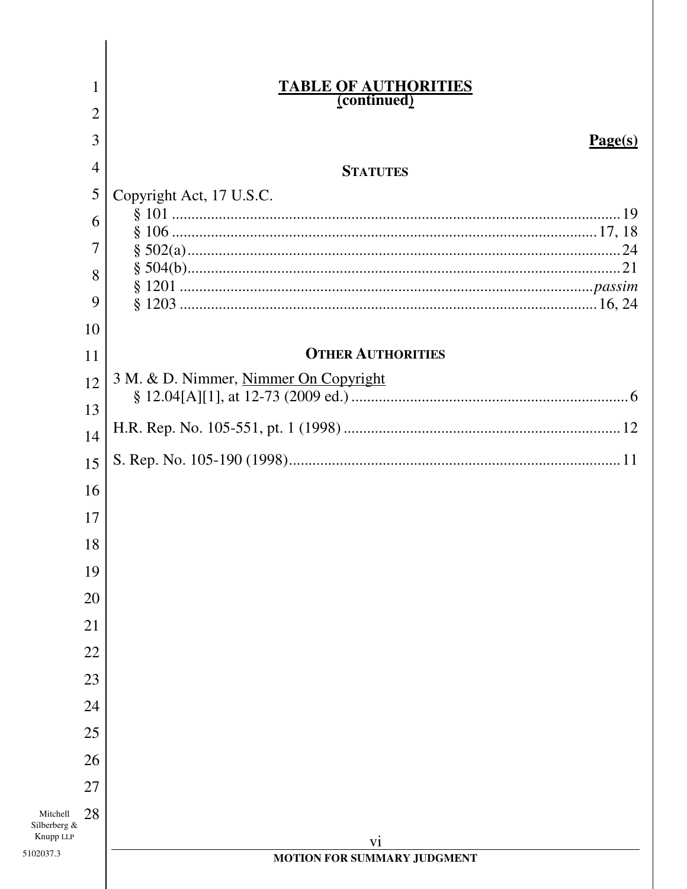# TABLE OF AUTHORITIES
**(continued)**

**Page(s)**

## STATUTES

Copyright Act, 17 U.S.C.
- § 101 ... 19
- § 106 ... 17, 18
- § 502(a) ... 24
- § 504(b) ... 21
- § 1201 ... *passim*
- § 1203 ... 16, 24

## OTHER AUTHORITIES

3 M. & D. Nimmer, Nimmer On Copyright
§ 12.04[A][1], at 12-73 (2009 ed.) ... 6

H.R. Rep. No. 105-551, pt. 1 (1998) ... 12

S. Rep. No. 105-190 (1998) ... 11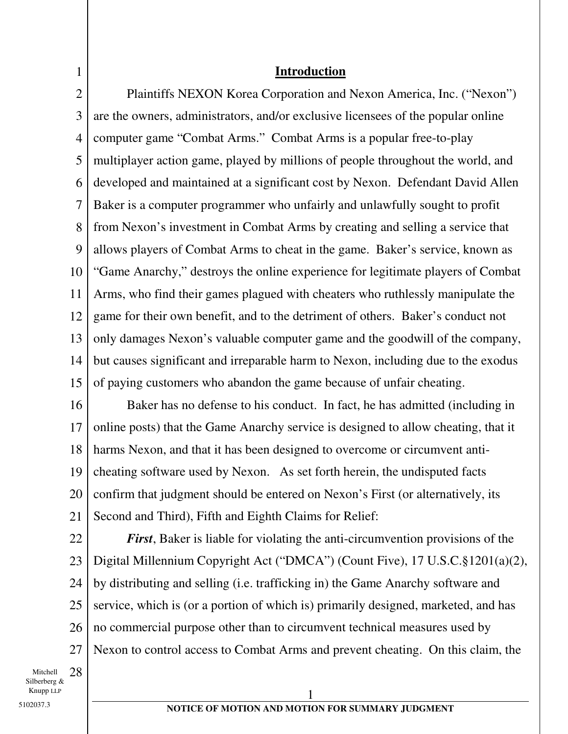## Introduction

Plaintiffs NEXON Korea Corporation and Nexon America, Inc. ("Nexon") are the owners, administrators, and/or exclusive licensees of the popular online computer game "Combat Arms." Combat Arms is a popular free-to-play multiplayer action game, played by millions of people throughout the world, and developed and maintained at a significant cost by Nexon. Defendant David Allen Baker is a computer programmer who unfairly and unlawfully sought to profit from Nexon's investment in Combat Arms by creating and selling a service that allows players of Combat Arms to cheat in the game. Baker's service, known as "Game Anarchy," destroys the online experience for legitimate players of Combat Arms, who find their games plagued with cheaters who ruthlessly manipulate the game for their own benefit, and to the detriment of others. Baker's conduct not only damages Nexon's valuable computer game and the goodwill of the company, but causes significant and irreparable harm to Nexon, including due to the exodus of paying customers who abandon the game because of unfair cheating.

Baker has no defense to his conduct. In fact, he has admitted (including in online posts) that the Game Anarchy service is designed to allow cheating, that it harms Nexon, and that it has been designed to overcome or circumvent anti-cheating software used by Nexon. As set forth herein, the undisputed facts confirm that judgment should be entered on Nexon's First (or alternatively, its Second and Third), Fifth and Eighth Claims for Relief:

***First***, Baker is liable for violating the anti-circumvention provisions of the Digital Millennium Copyright Act ("DMCA") (Count Five), 17 U.S.C.§1201(a)(2), by distributing and selling (i.e. trafficking in) the Game Anarchy software and service, which is (or a portion of which is) primarily designed, marketed, and has no commercial purpose other than to circumvent technical measures used by Nexon to control access to Combat Arms and prevent cheating. On this claim, the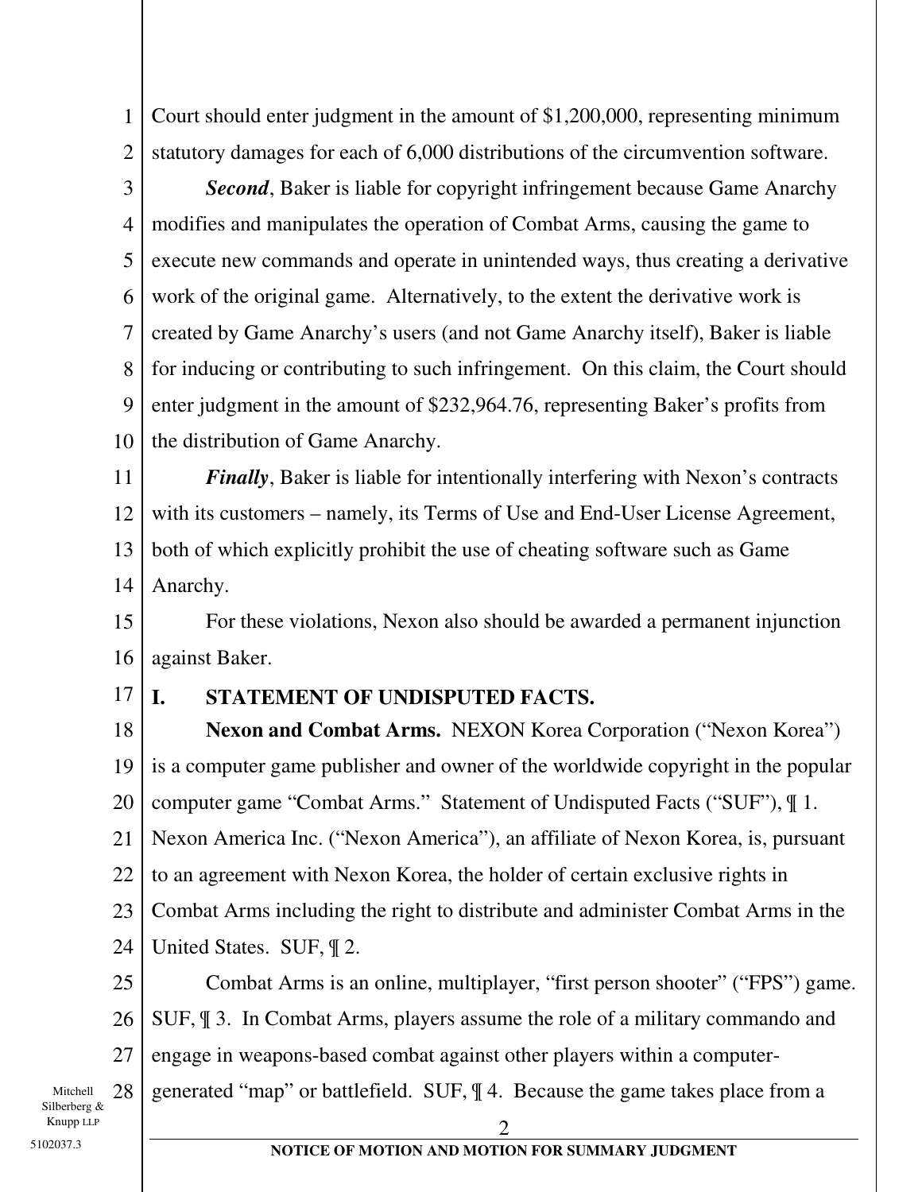Court should enter judgment in the amount of $1,200,000, representing minimum statutory damages for each of 6,000 distributions of the circumvention software.

***Second***, Baker is liable for copyright infringement because Game Anarchy modifies and manipulates the operation of Combat Arms, causing the game to execute new commands and operate in unintended ways, thus creating a derivative work of the original game. Alternatively, to the extent the derivative work is created by Game Anarchy's users (and not Game Anarchy itself), Baker is liable for inducing or contributing to such infringement. On this claim, the Court should enter judgment in the amount of $232,964.76, representing Baker's profits from the distribution of Game Anarchy.

***Finally***, Baker is liable for intentionally interfering with Nexon's contracts with its customers – namely, its Terms of Use and End-User License Agreement, both of which explicitly prohibit the use of cheating software such as Game Anarchy.

For these violations, Nexon also should be awarded a permanent injunction against Baker.

## I. STATEMENT OF UNDISPUTED FACTS.

**Nexon and Combat Arms.** NEXON Korea Corporation ("Nexon Korea") is a computer game publisher and owner of the worldwide copyright in the popular computer game "Combat Arms." Statement of Undisputed Facts ("SUF"), ¶ 1. Nexon America Inc. ("Nexon America"), an affiliate of Nexon Korea, is, pursuant to an agreement with Nexon Korea, the holder of certain exclusive rights in Combat Arms including the right to distribute and administer Combat Arms in the United States. SUF, ¶ 2.

Combat Arms is an online, multiplayer, "first person shooter" ("FPS") game. SUF, ¶ 3. In Combat Arms, players assume the role of a military commando and engage in weapons-based combat against other players within a computer-generated "map" or battlefield. SUF, ¶ 4. Because the game takes place from a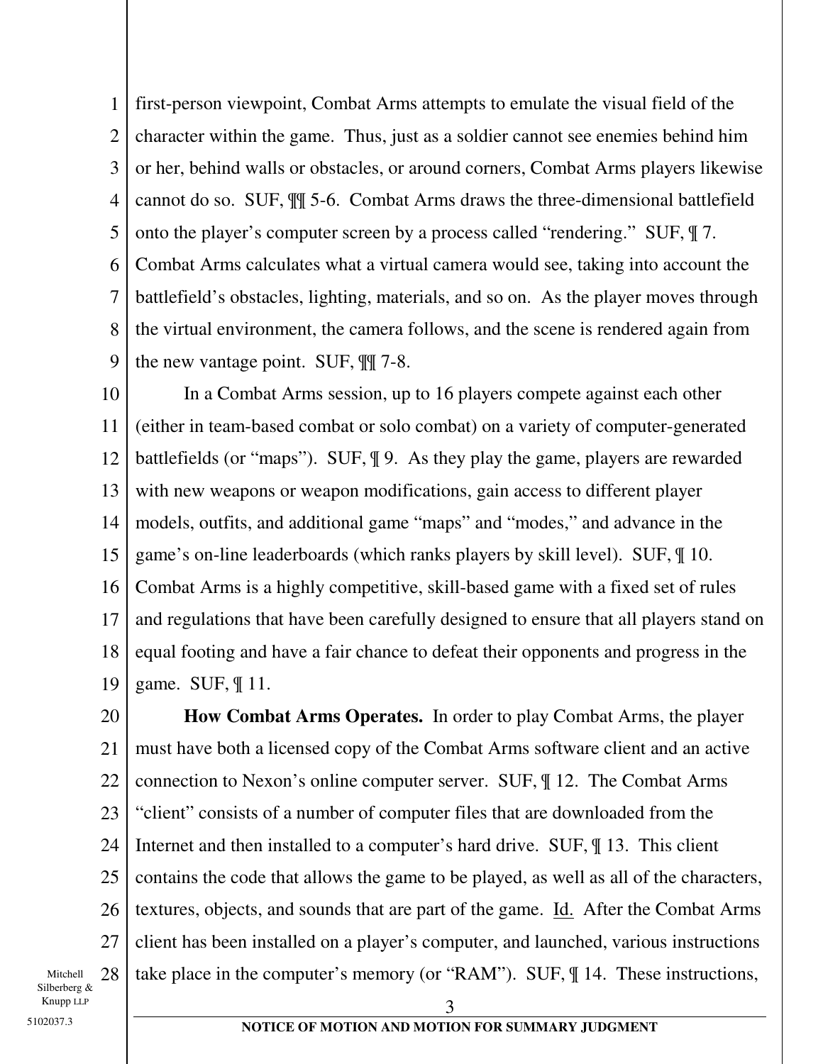first-person viewpoint, Combat Arms attempts to emulate the visual field of the character within the game. Thus, just as a soldier cannot see enemies behind him or her, behind walls or obstacles, or around corners, Combat Arms players likewise cannot do so. SUF, ¶¶ 5-6. Combat Arms draws the three-dimensional battlefield onto the player's computer screen by a process called "rendering." SUF, ¶ 7. Combat Arms calculates what a virtual camera would see, taking into account the battlefield's obstacles, lighting, materials, and so on. As the player moves through the virtual environment, the camera follows, and the scene is rendered again from the new vantage point. SUF, ¶¶ 7-8.

In a Combat Arms session, up to 16 players compete against each other (either in team-based combat or solo combat) on a variety of computer-generated battlefields (or "maps"). SUF, ¶ 9. As they play the game, players are rewarded with new weapons or weapon modifications, gain access to different player models, outfits, and additional game "maps" and "modes," and advance in the game's on-line leaderboards (which ranks players by skill level). SUF, ¶ 10. Combat Arms is a highly competitive, skill-based game with a fixed set of rules and regulations that have been carefully designed to ensure that all players stand on equal footing and have a fair chance to defeat their opponents and progress in the game. SUF, ¶ 11.

**How Combat Arms Operates.** In order to play Combat Arms, the player must have both a licensed copy of the Combat Arms software client and an active connection to Nexon's online computer server. SUF, ¶ 12. The Combat Arms "client" consists of a number of computer files that are downloaded from the Internet and then installed to a computer's hard drive. SUF, ¶ 13. This client contains the code that allows the game to be played, as well as all of the characters, textures, objects, and sounds that are part of the game. Id. After the Combat Arms client has been installed on a player's computer, and launched, various instructions take place in the computer's memory (or "RAM"). SUF, ¶ 14. These instructions,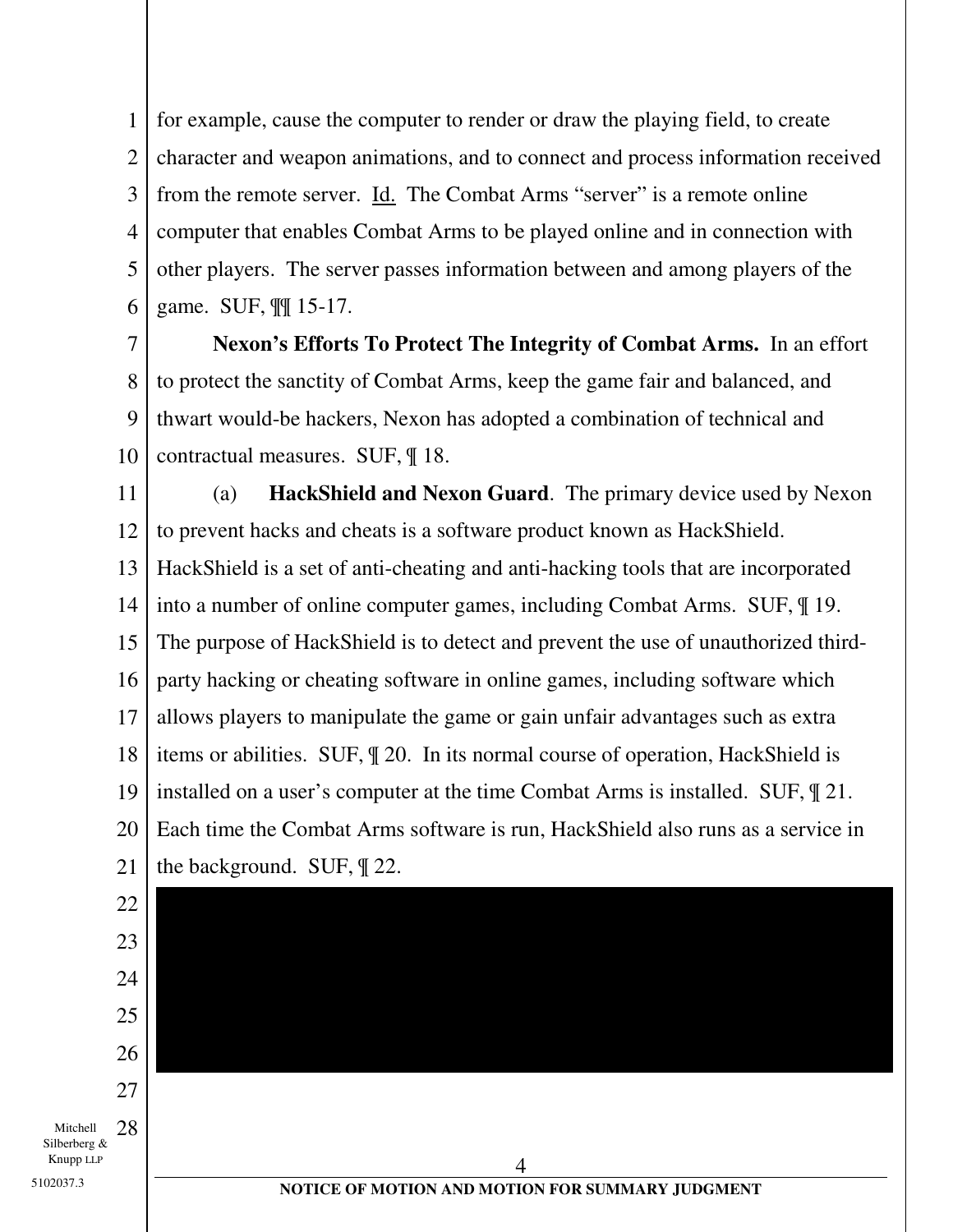for example, cause the computer to render or draw the playing field, to create character and weapon animations, and to connect and process information received from the remote server. Id. The Combat Arms "server" is a remote online computer that enables Combat Arms to be played online and in connection with other players. The server passes information between and among players of the game. SUF, ¶¶ 15-17.

**Nexon's Efforts To Protect The Integrity of Combat Arms.** In an effort to protect the sanctity of Combat Arms, keep the game fair and balanced, and thwart would-be hackers, Nexon has adopted a combination of technical and contractual measures. SUF, ¶ 18.

(a) **HackShield and Nexon Guard**. The primary device used by Nexon to prevent hacks and cheats is a software product known as HackShield. HackShield is a set of anti-cheating and anti-hacking tools that are incorporated into a number of online computer games, including Combat Arms. SUF, ¶ 19. The purpose of HackShield is to detect and prevent the use of unauthorized third-party hacking or cheating software in online games, including software which allows players to manipulate the game or gain unfair advantages such as extra items or abilities. SUF, ¶ 20. In its normal course of operation, HackShield is installed on a user's computer at the time Combat Arms is installed. SUF, ¶ 21. Each time the Combat Arms software is run, HackShield also runs as a service in the background. SUF, ¶ 22.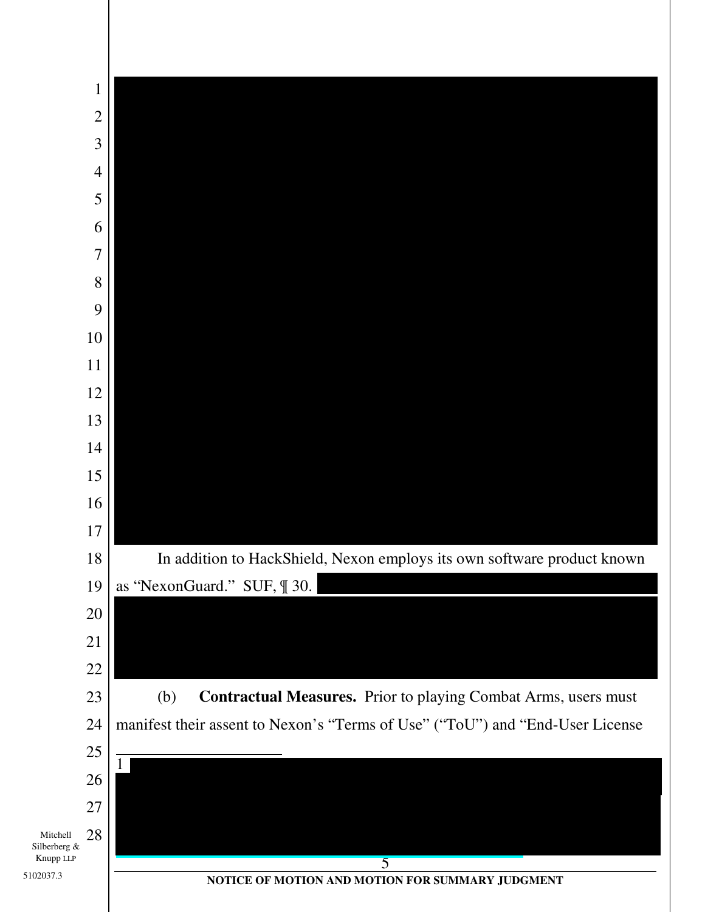In addition to HackShield, Nexon employs its own software product known as "NexonGuard." SUF, ¶ 30.

(b) **Contractual Measures.** Prior to playing Combat Arms, users must manifest their assent to Nexon's "Terms of Use" ("ToU") and "End-User License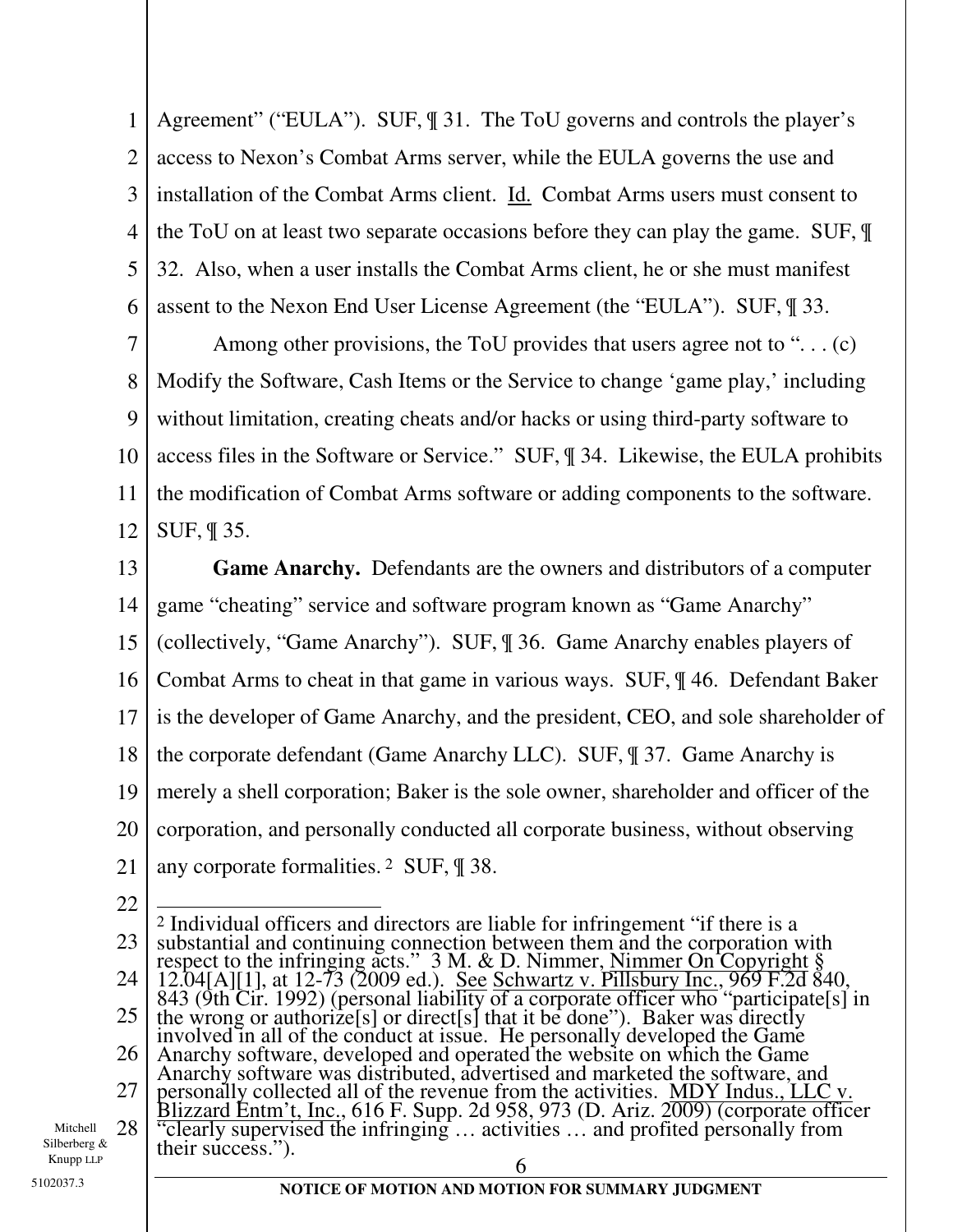Agreement" ("EULA"). SUF, ¶ 31. The ToU governs and controls the player's access to Nexon's Combat Arms server, while the EULA governs the use and installation of the Combat Arms client. Id. Combat Arms users must consent to the ToU on at least two separate occasions before they can play the game. SUF, ¶ 32. Also, when a user installs the Combat Arms client, he or she must manifest assent to the Nexon End User License Agreement (the "EULA"). SUF, ¶ 33.

Among other provisions, the ToU provides that users agree not to ". . . (c) Modify the Software, Cash Items or the Service to change 'game play,' including without limitation, creating cheats and/or hacks or using third-party software to access files in the Software or Service." SUF, ¶ 34. Likewise, the EULA prohibits the modification of Combat Arms software or adding components to the software. SUF, ¶ 35.

**Game Anarchy.** Defendants are the owners and distributors of a computer game "cheating" service and software program known as "Game Anarchy" (collectively, "Game Anarchy"). SUF, ¶ 36. Game Anarchy enables players of Combat Arms to cheat in that game in various ways. SUF, ¶ 46. Defendant Baker is the developer of Game Anarchy, and the president, CEO, and sole shareholder of the corporate defendant (Game Anarchy LLC). SUF, ¶ 37. Game Anarchy is merely a shell corporation; Baker is the sole owner, shareholder and officer of the corporation, and personally conducted all corporate business, without observing any corporate formalities.[2] SUF, ¶ 38.

---

[2] Individual officers and directors are liable for infringement "if there is a substantial and continuing connection between them and the corporation with respect to the infringing acts." 3 M. & D. Nimmer, Nimmer On Copyright § 12.04[A][1], at 12-73 (2009 ed.). See Schwartz v. Pillsbury Inc., 969 F.2d 840, 843 (9th Cir. 1992) (personal liability of a corporate officer who "participate[s] in the wrong or authorize[s] or direct[s] that it be done"). Baker was directly involved in all of the conduct at issue. He personally developed the Game Anarchy software, developed and operated the website on which the Game Anarchy software was distributed, advertised and marketed the software, and personally collected all of the revenue from the activities. MDY Indus., LLC v. Blizzard Entm't, Inc., 616 F. Supp. 2d 958, 973 (D. Ariz. 2009) (corporate officer "clearly supervised the infringing … activities … and profited personally from their success.").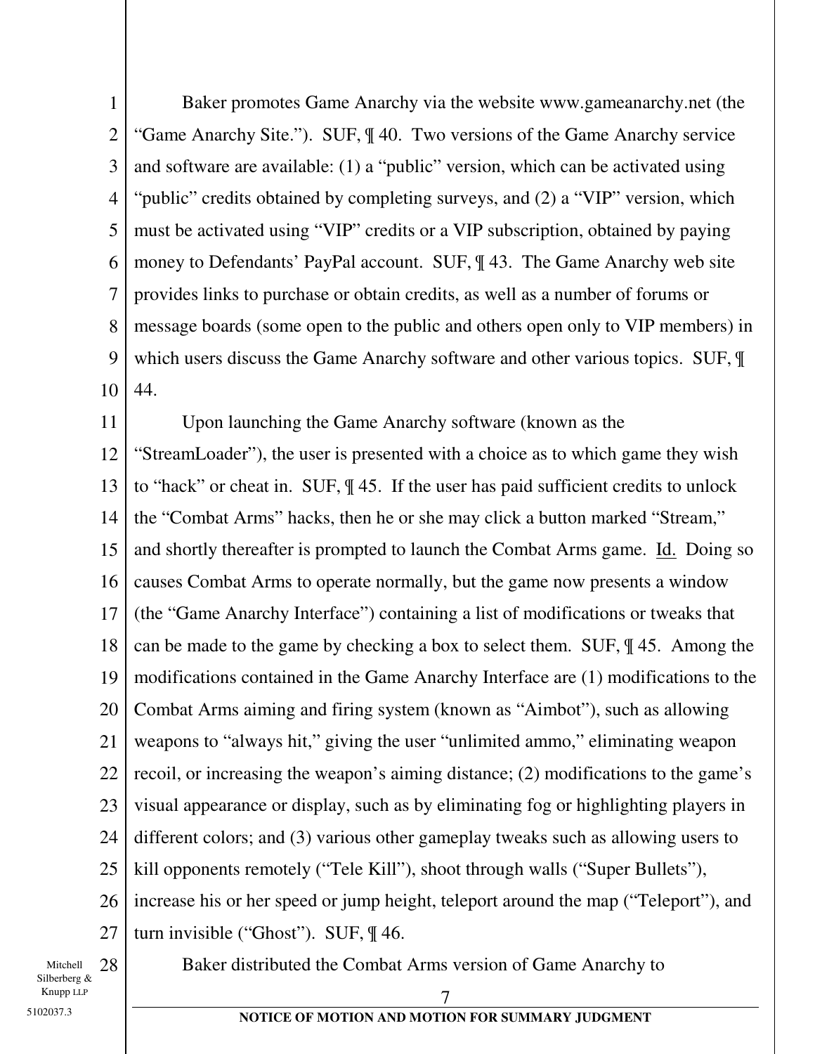Baker promotes Game Anarchy via the website www.gameanarchy.net (the "Game Anarchy Site."). SUF, ¶ 40. Two versions of the Game Anarchy service and software are available: (1) a "public" version, which can be activated using "public" credits obtained by completing surveys, and (2) a "VIP" version, which must be activated using "VIP" credits or a VIP subscription, obtained by paying money to Defendants' PayPal account. SUF, ¶ 43. The Game Anarchy web site provides links to purchase or obtain credits, as well as a number of forums or message boards (some open to the public and others open only to VIP members) in which users discuss the Game Anarchy software and other various topics. SUF, ¶ 44.

Upon launching the Game Anarchy software (known as the "StreamLoader"), the user is presented with a choice as to which game they wish to "hack" or cheat in. SUF, ¶ 45. If the user has paid sufficient credits to unlock the "Combat Arms" hacks, then he or she may click a button marked "Stream," and shortly thereafter is prompted to launch the Combat Arms game. Id. Doing so causes Combat Arms to operate normally, but the game now presents a window (the "Game Anarchy Interface") containing a list of modifications or tweaks that can be made to the game by checking a box to select them. SUF, ¶ 45. Among the modifications contained in the Game Anarchy Interface are (1) modifications to the Combat Arms aiming and firing system (known as "Aimbot"), such as allowing weapons to "always hit," giving the user "unlimited ammo," eliminating weapon recoil, or increasing the weapon's aiming distance; (2) modifications to the game's visual appearance or display, such as by eliminating fog or highlighting players in different colors; and (3) various other gameplay tweaks such as allowing users to kill opponents remotely ("Tele Kill"), shoot through walls ("Super Bullets"), increase his or her speed or jump height, teleport around the map ("Teleport"), and turn invisible ("Ghost"). SUF, ¶ 46.

Baker distributed the Combat Arms version of Game Anarchy to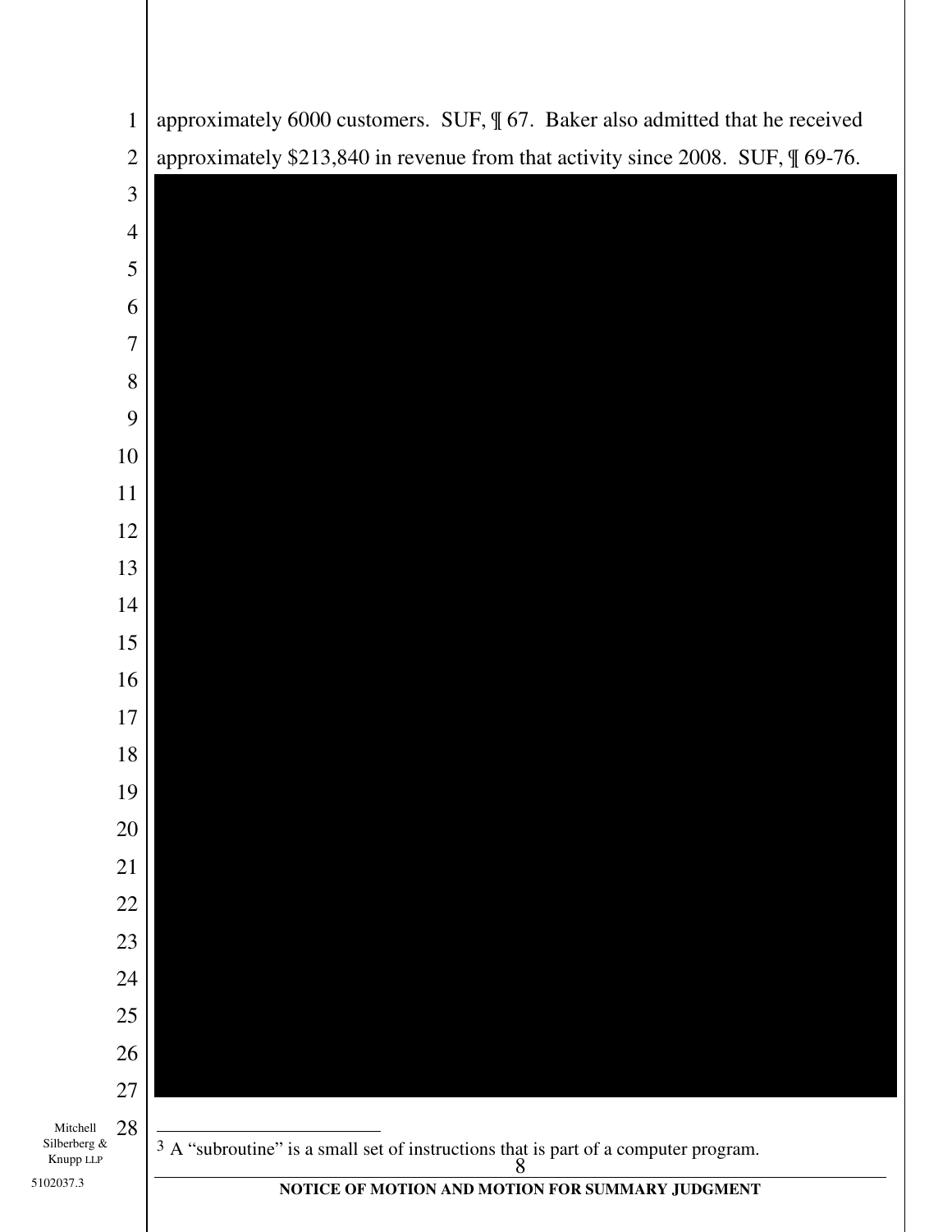approximately 6000 customers. SUF, ¶ 67. Baker also admitted that he received approximately $213,840 in revenue from that activity since 2008. SUF, ¶ 69-76.

[3] A "subroutine" is a small set of instructions that is part of a computer program.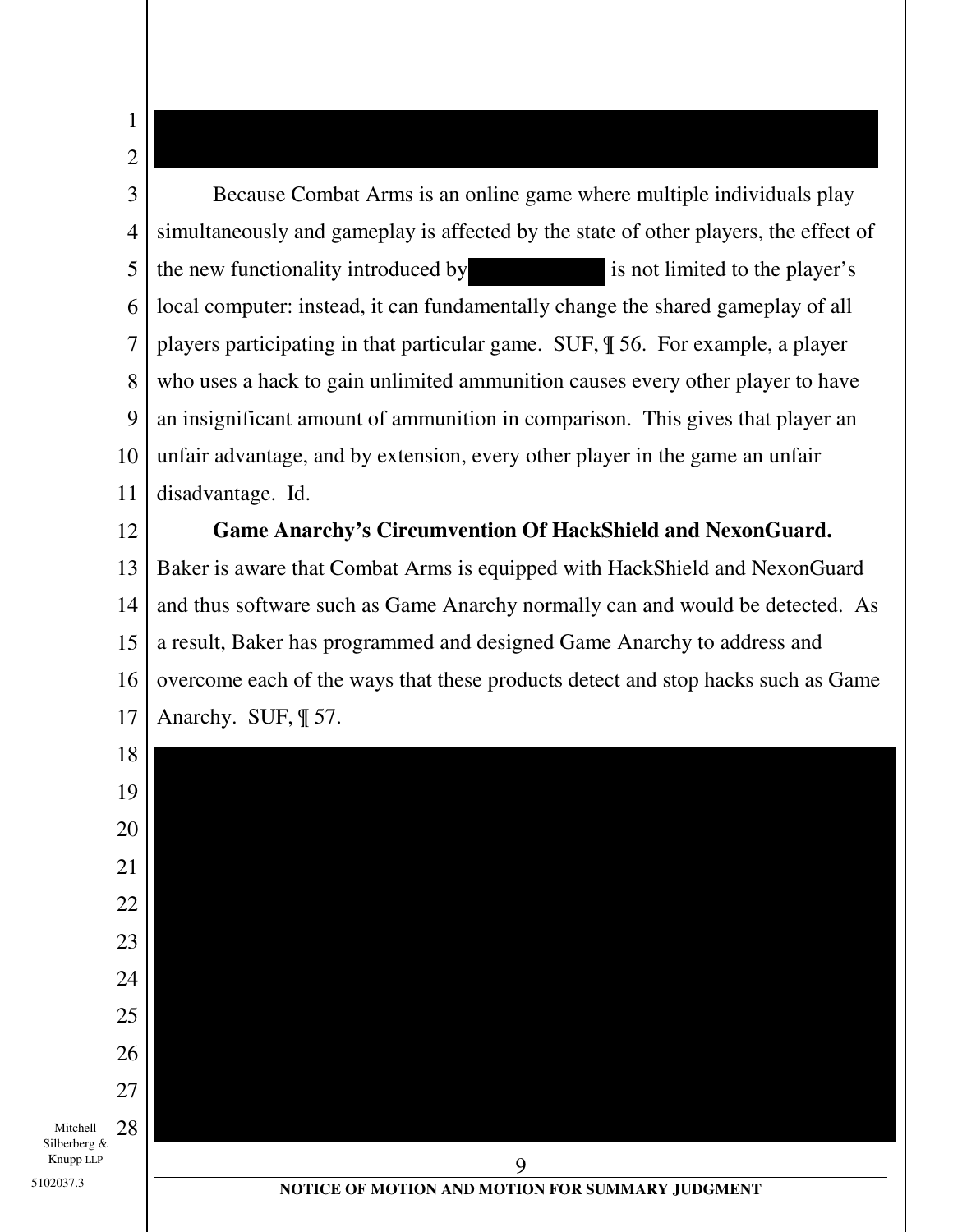Because Combat Arms is an online game where multiple individuals play simultaneously and gameplay is affected by the state of other players, the effect of the new functionality introduced by [REDACTED] is not limited to the player's local computer: instead, it can fundamentally change the shared gameplay of all players participating in that particular game. SUF, ¶ 56. For example, a player who uses a hack to gain unlimited ammunition causes every other player to have an insignificant amount of ammunition in comparison. This gives that player an unfair advantage, and by extension, every other player in the game an unfair disadvantage. Id.

**Game Anarchy's Circumvention Of HackShield and NexonGuard.** Baker is aware that Combat Arms is equipped with HackShield and NexonGuard and thus software such as Game Anarchy normally can and would be detected. As a result, Baker has programmed and designed Game Anarchy to address and overcome each of the ways that these products detect and stop hacks such as Game Anarchy. SUF, ¶ 57.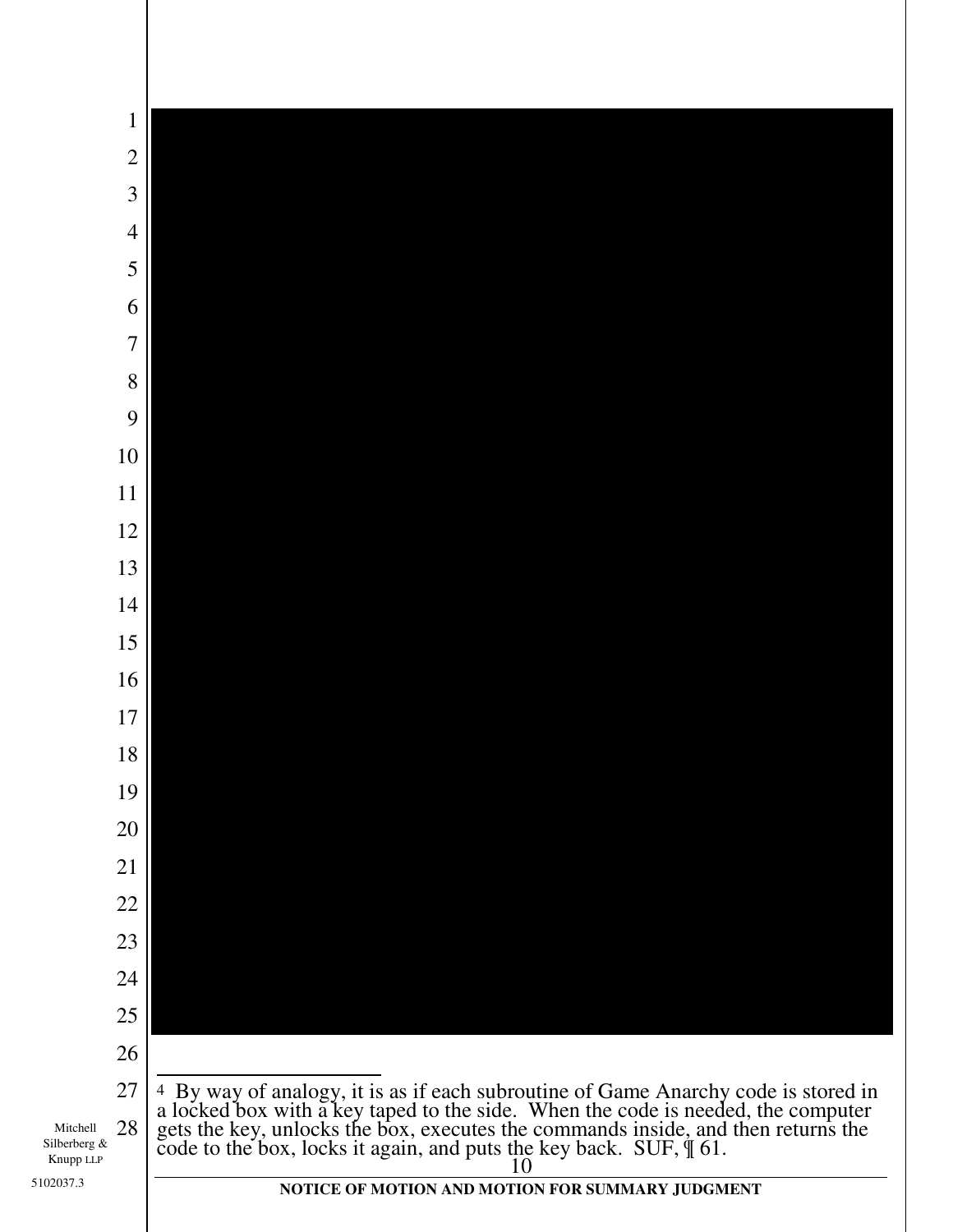[4] By way of analogy, it is as if each subroutine of Game Anarchy code is stored in a locked box with a key taped to the side. When the code is needed, the computer gets the key, unlocks the box, executes the commands inside, and then returns the code to the box, locks it again, and puts the key back. SUF, ¶ 61.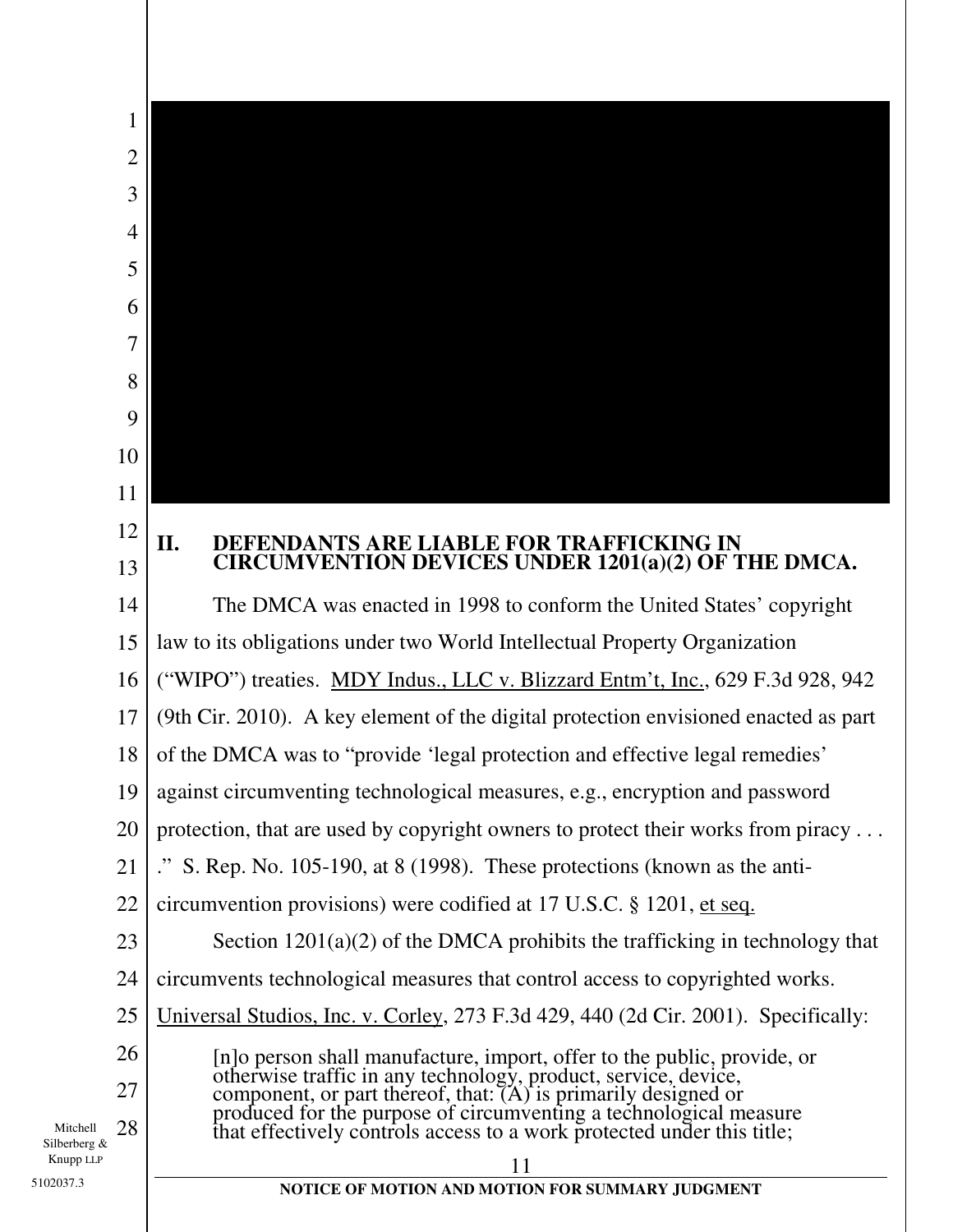## II. DEFENDANTS ARE LIABLE FOR TRAFFICKING IN CIRCUMVENTION DEVICES UNDER 1201(a)(2) OF THE DMCA.

The DMCA was enacted in 1998 to conform the United States' copyright law to its obligations under two World Intellectual Property Organization ("WIPO") treaties. MDY Indus., LLC v. Blizzard Entm't, Inc., 629 F.3d 928, 942 (9th Cir. 2010). A key element of the digital protection envisioned enacted as part of the DMCA was to "provide 'legal protection and effective legal remedies' against circumventing technological measures, e.g., encryption and password protection, that are used by copyright owners to protect their works from piracy . . . ." S. Rep. No. 105-190, at 8 (1998). These protections (known as the anti-circumvention provisions) were codified at 17 U.S.C. § 1201, et seq.

Section 1201(a)(2) of the DMCA prohibits the trafficking in technology that circumvents technological measures that control access to copyrighted works. Universal Studios, Inc. v. Corley, 273 F.3d 429, 440 (2d Cir. 2001). Specifically:

> [n]o person shall manufacture, import, offer to the public, provide, or otherwise traffic in any technology, product, service, device, component, or part thereof, that: (A) is primarily designed or produced for the purpose of circumventing a technological measure that effectively controls access to a work protected under this title;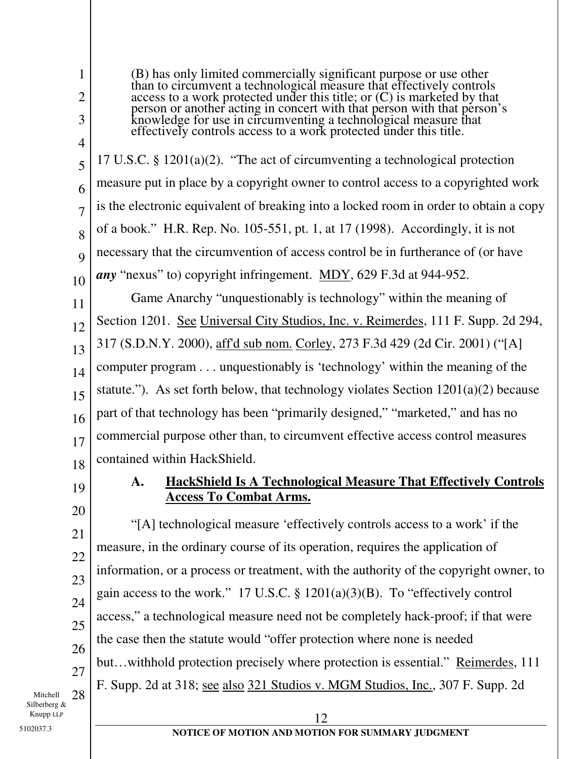> (B) has only limited commercially significant purpose or use other than to circumvent a technological measure that effectively controls access to a work protected under this title; or (C) is marketed by that person or another acting in concert with that person with that person's knowledge for use in circumventing a technological measure that effectively controls access to a work protected under this title.

17 U.S.C. § 1201(a)(2). "The act of circumventing a technological protection measure put in place by a copyright owner to control access to a copyrighted work is the electronic equivalent of breaking into a locked room in order to obtain a copy of a book." H.R. Rep. No. 105-551, pt. 1, at 17 (1998). Accordingly, it is not necessary that the circumvention of access control be in furtherance of (or have ***any*** "nexus" to) copyright infringement. MDY, 629 F.3d at 944-952.

Game Anarchy "unquestionably is technology" within the meaning of Section 1201. See Universal City Studios, Inc. v. Reimerdes, 111 F. Supp. 2d 294, 317 (S.D.N.Y. 2000), aff'd sub nom. Corley, 273 F.3d 429 (2d Cir. 2001) ("[A] computer program . . . unquestionably is 'technology' within the meaning of the statute."). As set forth below, that technology violates Section 1201(a)(2) because part of that technology has been "primarily designed," "marketed," and has no commercial purpose other than, to circumvent effective access control measures contained within HackShield.

### A. HackShield Is A Technological Measure That Effectively Controls Access To Combat Arms.

"[A] technological measure 'effectively controls access to a work' if the measure, in the ordinary course of its operation, requires the application of information, or a process or treatment, with the authority of the copyright owner, to gain access to the work." 17 U.S.C. § 1201(a)(3)(B). To "effectively control access," a technological measure need not be completely hack-proof; if that were the case then the statute would "offer protection where none is needed but…withhold protection precisely where protection is essential." Reimerdes, 111 F. Supp. 2d at 318; see also 321 Studios v. MGM Studios, Inc., 307 F. Supp. 2d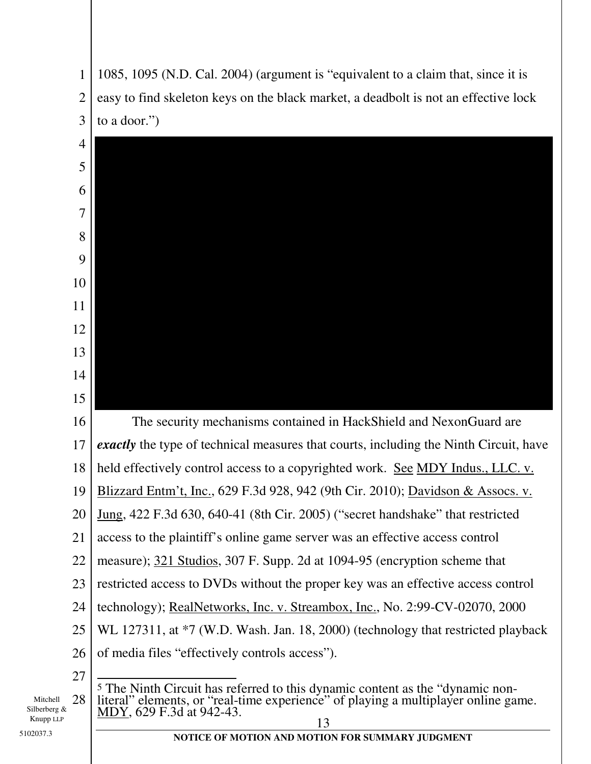1085, 1095 (N.D. Cal. 2004) (argument is "equivalent to a claim that, since it is easy to find skeleton keys on the black market, a deadbolt is not an effective lock to a door.")

The security mechanisms contained in HackShield and NexonGuard are ***exactly*** the type of technical measures that courts, including the Ninth Circuit, have held effectively control access to a copyrighted work. See MDY Indus., LLC. v. Blizzard Entm't, Inc., 629 F.3d 928, 942 (9th Cir. 2010); Davidson & Assocs. v. Jung, 422 F.3d 630, 640-41 (8th Cir. 2005) ("secret handshake" that restricted access to the plaintiff's online game server was an effective access control measure); 321 Studios, 307 F. Supp. 2d at 1094-95 (encryption scheme that restricted access to DVDs without the proper key was an effective access control technology); RealNetworks, Inc. v. Streambox, Inc., No. 2:99-CV-02070, 2000 WL 127311, at *7 (W.D. Wash. Jan. 18, 2000) (technology that restricted playback of media files "effectively controls access").

[5] The Ninth Circuit has referred to this dynamic content as the "dynamic non-literal" elements, or "real-time experience" of playing a multiplayer online game. MDY, 629 F.3d at 942-43.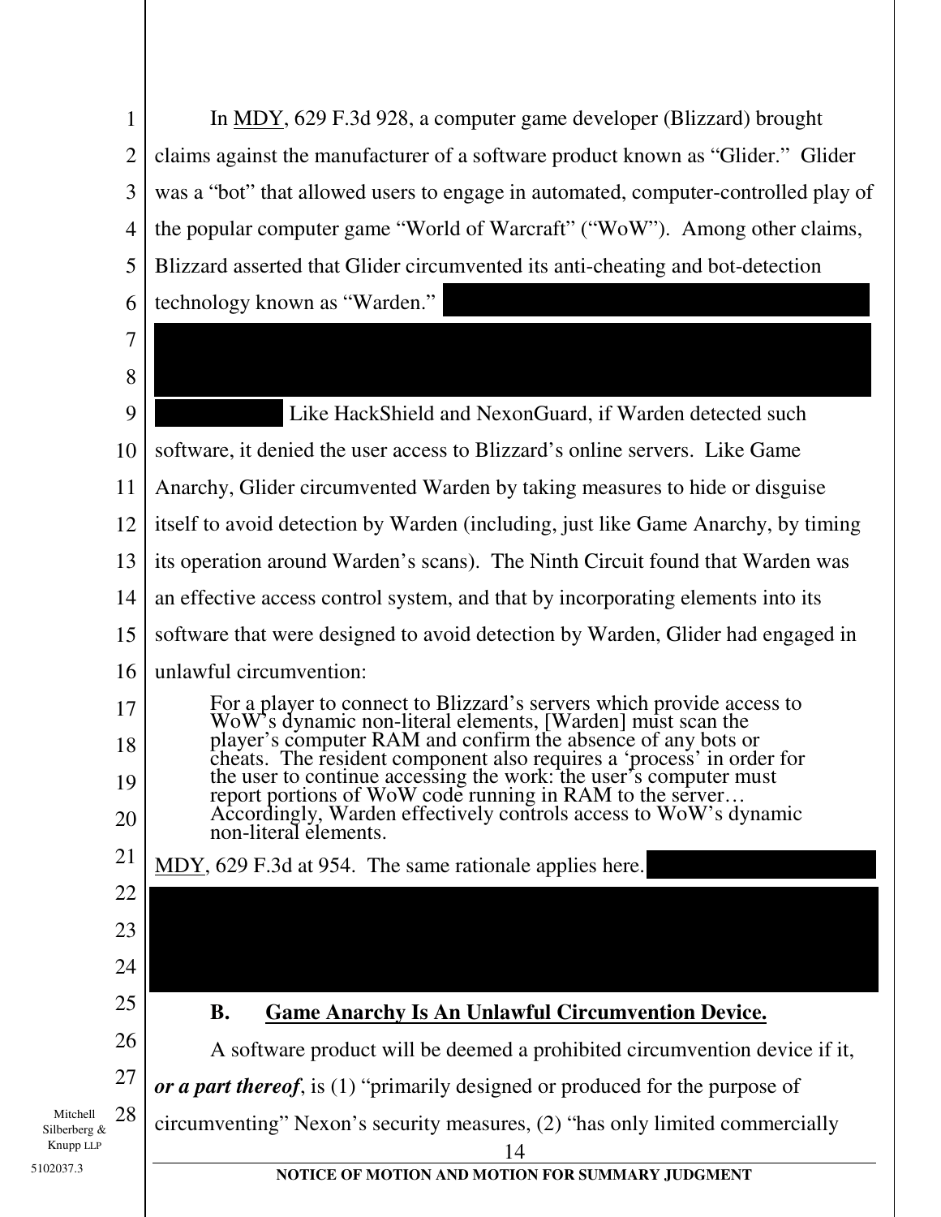In MDY, 629 F.3d 928, a computer game developer (Blizzard) brought claims against the manufacturer of a software product known as "Glider." Glider was a "bot" that allowed users to engage in automated, computer-controlled play of the popular computer game "World of Warcraft" ("WoW"). Among other claims, Blizzard asserted that Glider circumvented its anti-cheating and bot-detection technology known as "Warden." [REDACTED] Like HackShield and NexonGuard, if Warden detected such software, it denied the user access to Blizzard's online servers. Like Game Anarchy, Glider circumvented Warden by taking measures to hide or disguise itself to avoid detection by Warden (including, just like Game Anarchy, by timing its operation around Warden's scans). The Ninth Circuit found that Warden was an effective access control system, and that by incorporating elements into its software that were designed to avoid detection by Warden, Glider had engaged in unlawful circumvention:

> For a player to connect to Blizzard's servers which provide access to WoW's dynamic non-literal elements, [Warden] must scan the player's computer RAM and confirm the absence of any bots or cheats. The resident component also requires a 'process' in order for the user to continue accessing the work: the user's computer must report portions of WoW code running in RAM to the server… Accordingly, Warden effectively controls access to WoW's dynamic non-literal elements.

MDY, 629 F.3d at 954. The same rationale applies here. [REDACTED]

## B. Game Anarchy Is An Unlawful Circumvention Device.

A software product will be deemed a prohibited circumvention device if it, ***or a part thereof***, is (1) "primarily designed or produced for the purpose of circumventing" Nexon's security measures, (2) "has only limited commercially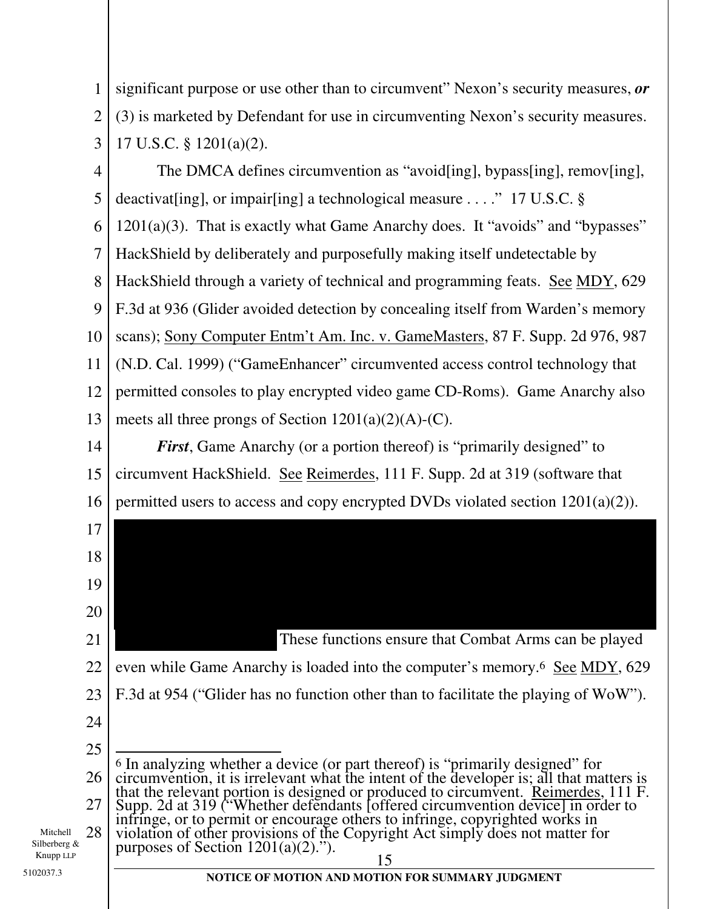significant purpose or use other than to circumvent" Nexon's security measures, ***or*** (3) is marketed by Defendant for use in circumventing Nexon's security measures. 17 U.S.C. § 1201(a)(2).

The DMCA defines circumvention as "avoid[ing], bypass[ing], remov[ing], deactivat[ing], or impair[ing] a technological measure . . . ." 17 U.S.C. § 1201(a)(3). That is exactly what Game Anarchy does. It "avoids" and "bypasses" HackShield by deliberately and purposefully making itself undetectable by HackShield through a variety of technical and programming feats. See MDY, 629 F.3d at 936 (Glider avoided detection by concealing itself from Warden's memory scans); Sony Computer Entm't Am. Inc. v. GameMasters, 87 F. Supp. 2d 976, 987 (N.D. Cal. 1999) ("GameEnhancer" circumvented access control technology that permitted consoles to play encrypted video game CD-Roms). Game Anarchy also meets all three prongs of Section 1201(a)(2)(A)-(C).

***First***, Game Anarchy (or a portion thereof) is "primarily designed" to circumvent HackShield. See Reimerdes, 111 F. Supp. 2d at 319 (software that permitted users to access and copy encrypted DVDs violated section 1201(a)(2)).

[REDACTED] These functions ensure that Combat Arms can be played even while Game Anarchy is loaded into the computer's memory.[6] See MDY, 629 F.3d at 954 ("Glider has no function other than to facilitate the playing of WoW").

---

[6] In analyzing whether a device (or part thereof) is "primarily designed" for circumvention, it is irrelevant what the intent of the developer is; all that matters is that the relevant portion is designed or produced to circumvent. Reimerdes, 111 F. Supp. 2d at 319 ("Whether defendants [offered circumvention device] in order to infringe, or to permit or encourage others to infringe, copyrighted works in violation of other provisions of the Copyright Act simply does not matter for purposes of Section 1201(a)(2).").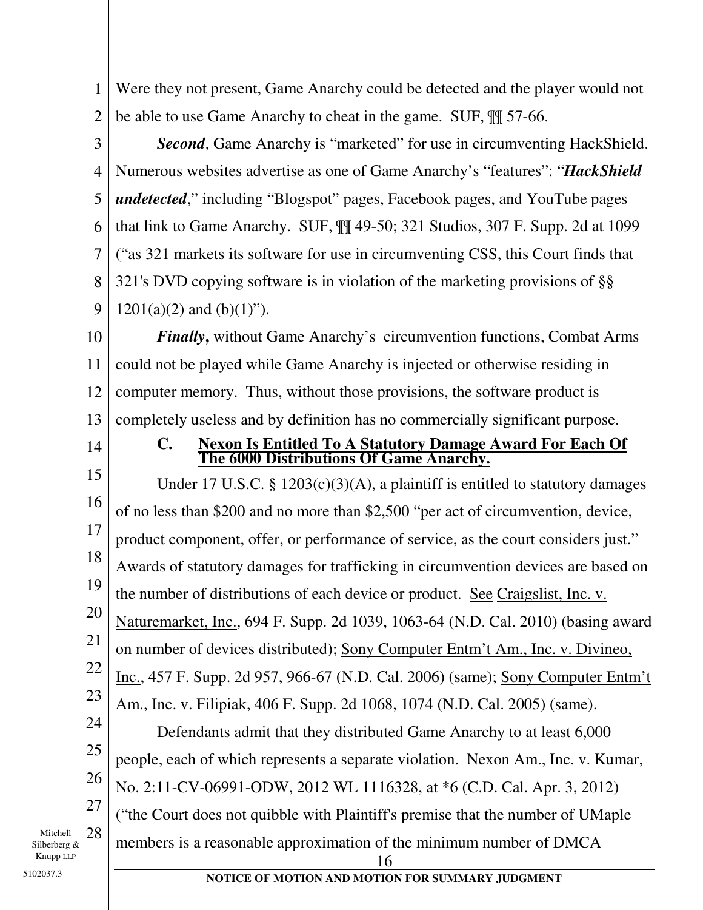Were they not present, Game Anarchy could be detected and the player would not be able to use Game Anarchy to cheat in the game. SUF, ¶¶ 57-66.

***Second***, Game Anarchy is "marketed" for use in circumventing HackShield. Numerous websites advertise as one of Game Anarchy's "features": "***HackShield undetected***," including "Blogspot" pages, Facebook pages, and YouTube pages that link to Game Anarchy. SUF, ¶¶ 49-50; 321 Studios, 307 F. Supp. 2d at 1099 ("as 321 markets its software for use in circumventing CSS, this Court finds that 321's DVD copying software is in violation of the marketing provisions of §§ 1201(a)(2) and (b)(1)").

***Finally***, without Game Anarchy's circumvention functions, Combat Arms could not be played while Game Anarchy is injected or otherwise residing in computer memory. Thus, without those provisions, the software product is completely useless and by definition has no commercially significant purpose.

### C. Nexon Is Entitled To A Statutory Damage Award For Each Of The 6000 Distributions Of Game Anarchy.

Under 17 U.S.C. § 1203(c)(3)(A), a plaintiff is entitled to statutory damages of no less than $200 and no more than $2,500 "per act of circumvention, device, product component, offer, or performance of service, as the court considers just." Awards of statutory damages for trafficking in circumvention devices are based on the number of distributions of each device or product. See Craigslist, Inc. v. Naturemarket, Inc., 694 F. Supp. 2d 1039, 1063-64 (N.D. Cal. 2010) (basing award on number of devices distributed); Sony Computer Entm't Am., Inc. v. Divineo, Inc., 457 F. Supp. 2d 957, 966-67 (N.D. Cal. 2006) (same); Sony Computer Entm't Am., Inc. v. Filipiak, 406 F. Supp. 2d 1068, 1074 (N.D. Cal. 2005) (same).

Defendants admit that they distributed Game Anarchy to at least 6,000 people, each of which represents a separate violation. Nexon Am., Inc. v. Kumar, No. 2:11-CV-06991-ODW, 2012 WL 1116328, at *6 (C.D. Cal. Apr. 3, 2012) ("the Court does not quibble with Plaintiff's premise that the number of UMaple members is a reasonable approximation of the minimum number of DMCA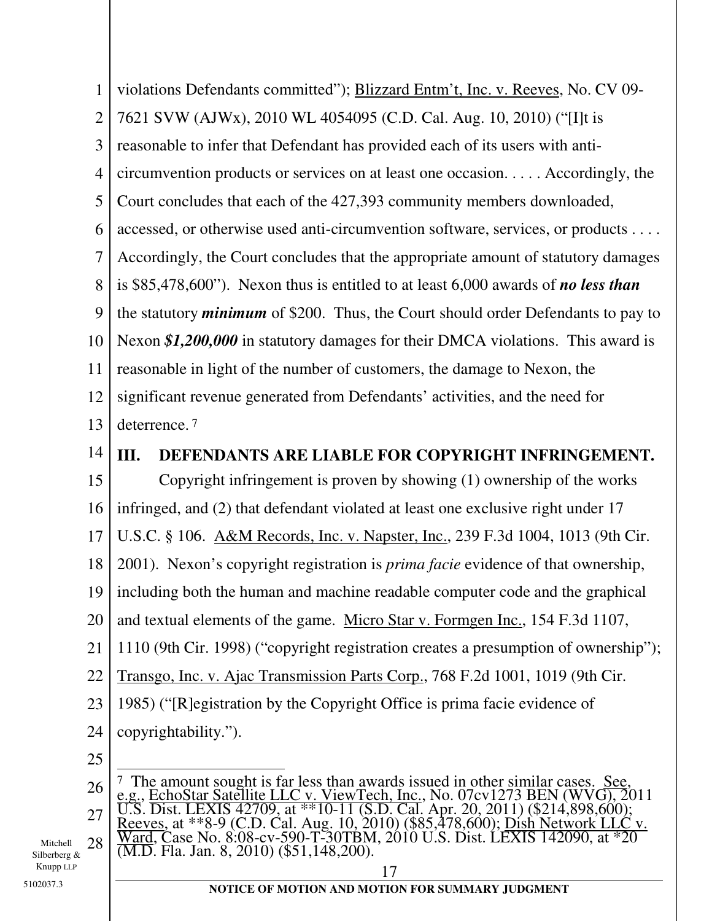violations Defendants committed"); Blizzard Entm't, Inc. v. Reeves, No. CV 09-7621 SVW (AJWx), 2010 WL 4054095 (C.D. Cal. Aug. 10, 2010) ("[I]t is reasonable to infer that Defendant has provided each of its users with anti-circumvention products or services on at least one occasion. . . . . Accordingly, the Court concludes that each of the 427,393 community members downloaded, accessed, or otherwise used anti-circumvention software, services, or products . . . . Accordingly, the Court concludes that the appropriate amount of statutory damages is $85,478,600"). Nexon thus is entitled to at least 6,000 awards of ***no less than*** the statutory ***minimum*** of $200. Thus, the Court should order Defendants to pay to Nexon ***$1,200,000*** in statutory damages for their DMCA violations. This award is reasonable in light of the number of customers, the damage to Nexon, the significant revenue generated from Defendants' activities, and the need for deterrence.[7]

## III. DEFENDANTS ARE LIABLE FOR COPYRIGHT INFRINGEMENT.

Copyright infringement is proven by showing (1) ownership of the works infringed, and (2) that defendant violated at least one exclusive right under 17 U.S.C. § 106. A&M Records, Inc. v. Napster, Inc., 239 F.3d 1004, 1013 (9th Cir. 2001). Nexon's copyright registration is *prima facie* evidence of that ownership, including both the human and machine readable computer code and the graphical and textual elements of the game. Micro Star v. Formgen Inc., 154 F.3d 1107, 1110 (9th Cir. 1998) ("copyright registration creates a presumption of ownership"); Transgo, Inc. v. Ajac Transmission Parts Corp., 768 F.2d 1001, 1019 (9th Cir. 1985) ("[R]egistration by the Copyright Office is prima facie evidence of copyrightability.").

---

[7] The amount sought is far less than awards issued in other similar cases. See, e.g., EchoStar Satellite LLC v. ViewTech, Inc., No. 07cv1273 BEN (WVG), 2011 U.S. Dist. LEXIS 42709, at **10-11 (S.D. Cal. Apr. 20, 2011) ($214,898,600); Reeves, at **8-9 (C.D. Cal. Aug. 10, 2010) ($85,478,600); Dish Network LLC v. Ward, Case No. 8:08-cv-590-T-30TBM, 2010 U.S. Dist. LEXIS 142090, at *20 (M.D. Fla. Jan. 8, 2010) ($51,148,200).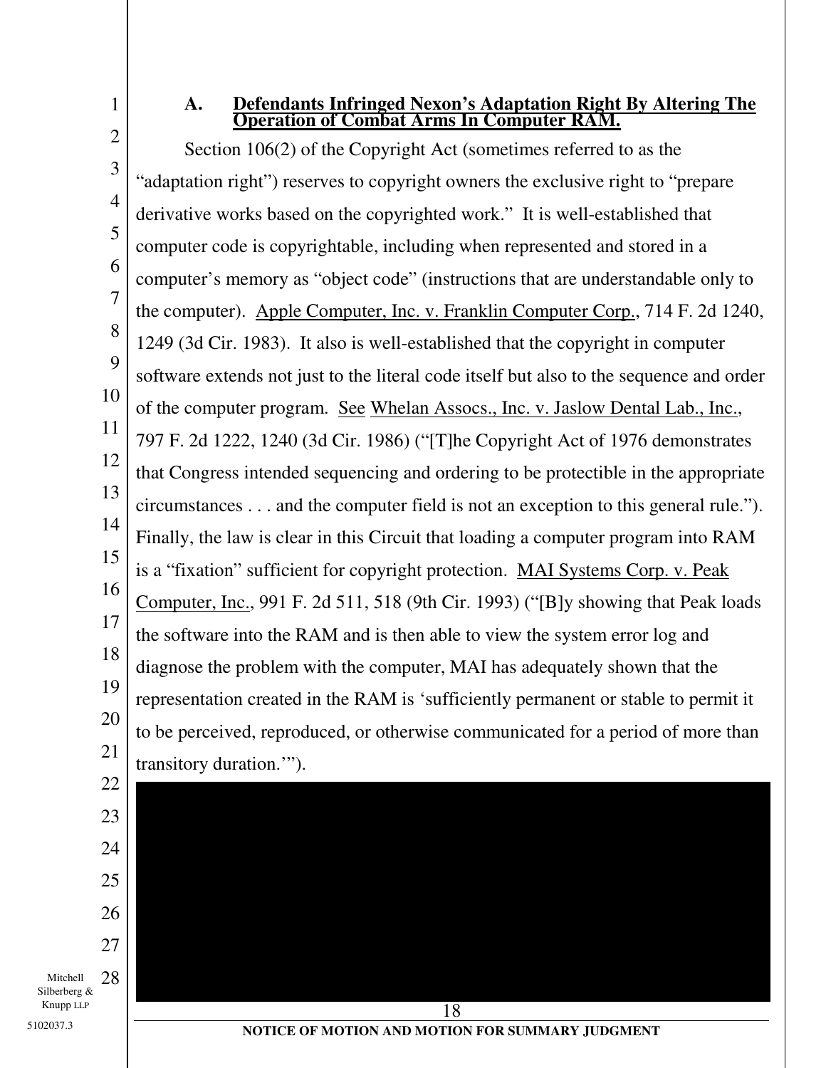### A. Defendants Infringed Nexon's Adaptation Right By Altering The Operation of Combat Arms In Computer RAM.

Section 106(2) of the Copyright Act (sometimes referred to as the "adaptation right") reserves to copyright owners the exclusive right to "prepare derivative works based on the copyrighted work." It is well-established that computer code is copyrightable, including when represented and stored in a computer's memory as "object code" (instructions that are understandable only to the computer). Apple Computer, Inc. v. Franklin Computer Corp., 714 F. 2d 1240, 1249 (3d Cir. 1983). It also is well-established that the copyright in computer software extends not just to the literal code itself but also to the sequence and order of the computer program. See Whelan Assocs., Inc. v. Jaslow Dental Lab., Inc., 797 F. 2d 1222, 1240 (3d Cir. 1986) ("[T]he Copyright Act of 1976 demonstrates that Congress intended sequencing and ordering to be protectible in the appropriate circumstances . . . and the computer field is not an exception to this general rule."). Finally, the law is clear in this Circuit that loading a computer program into RAM is a "fixation" sufficient for copyright protection. MAI Systems Corp. v. Peak Computer, Inc., 991 F. 2d 511, 518 (9th Cir. 1993) ("[B]y showing that Peak loads the software into the RAM and is then able to view the system error log and diagnose the problem with the computer, MAI has adequately shown that the representation created in the RAM is 'sufficiently permanent or stable to permit it to be perceived, reproduced, or otherwise communicated for a period of more than transitory duration.'").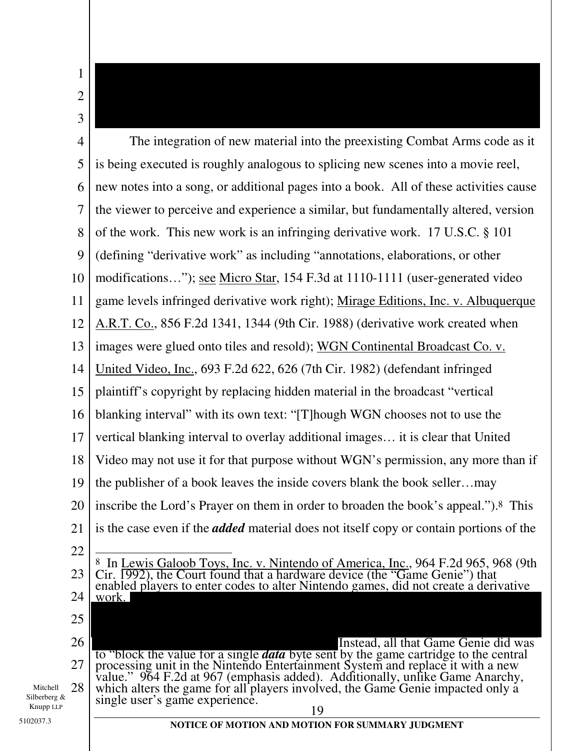The integration of new material into the preexisting Combat Arms code as it is being executed is roughly analogous to splicing new scenes into a movie reel, new notes into a song, or additional pages into a book. All of these activities cause the viewer to perceive and experience a similar, but fundamentally altered, version of the work. This new work is an infringing derivative work. 17 U.S.C. § 101 (defining "derivative work" as including "annotations, elaborations, or other modifications…"); see Micro Star, 154 F.3d at 1110-1111 (user-generated video game levels infringed derivative work right); Mirage Editions, Inc. v. Albuquerque A.R.T. Co., 856 F.2d 1341, 1344 (9th Cir. 1988) (derivative work created when images were glued onto tiles and resold); WGN Continental Broadcast Co. v. United Video, Inc., 693 F.2d 622, 626 (7th Cir. 1982) (defendant infringed plaintiff's copyright by replacing hidden material in the broadcast "vertical blanking interval" with its own text: "[T]hough WGN chooses not to use the vertical blanking interval to overlay additional images… it is clear that United Video may not use it for that purpose without WGN's permission, any more than if the publisher of a book leaves the inside covers blank the book seller…may inscribe the Lord's Prayer on them in order to broaden the book's appeal.").[8] This is the case even if the ***added*** material does not itself copy or contain portions of the

[8] In Lewis Galoob Toys, Inc. v. Nintendo of America, Inc., 964 F.2d 965, 968 (9th Cir. 1992), the Court found that a hardware device (the "Game Genie") that enabled players to enter codes to alter Nintendo games, did not create a derivative work. Instead, all that Game Genie did was to "block the value for a single ***data*** byte sent by the game cartridge to the central processing unit in the Nintendo Entertainment System and replace it with a new value." 964 F.2d at 967 (emphasis added). Additionally, unlike Game Anarchy, which alters the game for all players involved, the Game Genie impacted only a single user's game experience.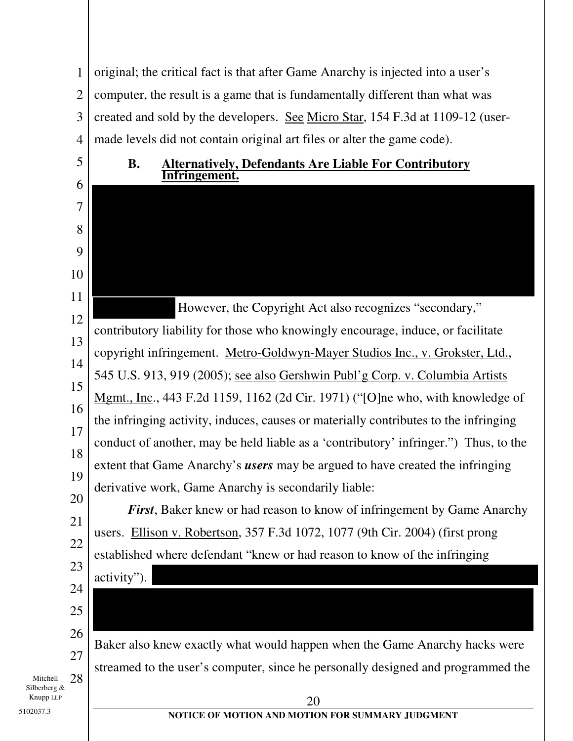original; the critical fact is that after Game Anarchy is injected into a user's computer, the result is a game that is fundamentally different than what was created and sold by the developers. See Micro Star, 154 F.3d at 1109-12 (user-made levels did not contain original art files or alter the game code).

### B. Alternatively, Defendants Are Liable For Contributory Infringement.

However, the Copyright Act also recognizes "secondary," contributory liability for those who knowingly encourage, induce, or facilitate copyright infringement. Metro-Goldwyn-Mayer Studios Inc., v. Grokster, Ltd., 545 U.S. 913, 919 (2005); see also Gershwin Publ'g Corp. v. Columbia Artists Mgmt., Inc., 443 F.2d 1159, 1162 (2d Cir. 1971) ("[O]ne who, with knowledge of the infringing activity, induces, causes or materially contributes to the infringing conduct of another, may be held liable as a 'contributory' infringer.") Thus, to the extent that Game Anarchy's ***users*** may be argued to have created the infringing derivative work, Game Anarchy is secondarily liable:

***First***, Baker knew or had reason to know of infringement by Game Anarchy users. Ellison v. Robertson, 357 F.3d 1072, 1077 (9th Cir. 2004) (first prong established where defendant "knew or had reason to know of the infringing activity").

Baker also knew exactly what would happen when the Game Anarchy hacks were streamed to the user's computer, since he personally designed and programmed the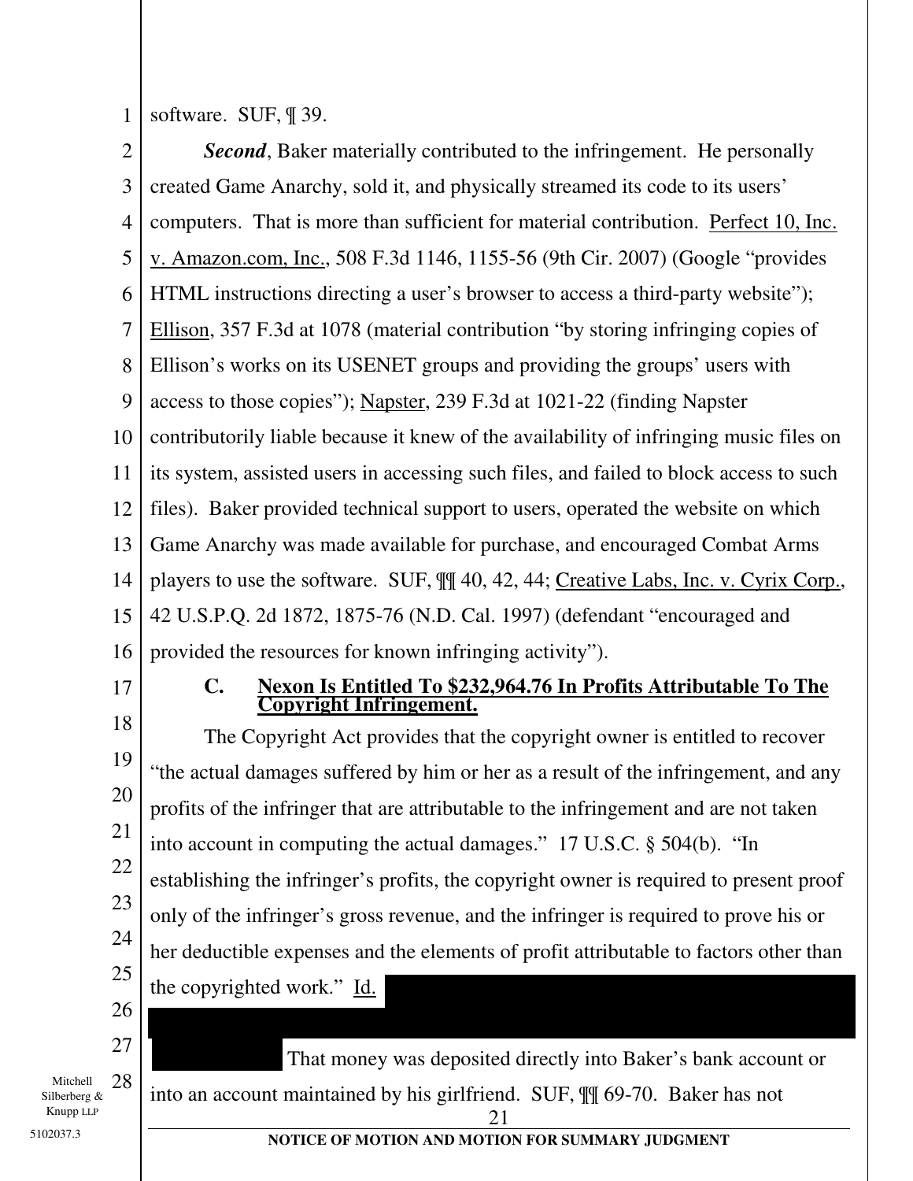software. SUF, ¶ 39.

***Second***, Baker materially contributed to the infringement. He personally created Game Anarchy, sold it, and physically streamed its code to its users' computers. That is more than sufficient for material contribution. Perfect 10, Inc. v. Amazon.com, Inc., 508 F.3d 1146, 1155-56 (9th Cir. 2007) (Google "provides HTML instructions directing a user's browser to access a third-party website"); Ellison, 357 F.3d at 1078 (material contribution "by storing infringing copies of Ellison's works on its USENET groups and providing the groups' users with access to those copies"); Napster, 239 F.3d at 1021-22 (finding Napster contributorily liable because it knew of the availability of infringing music files on its system, assisted users in accessing such files, and failed to block access to such files). Baker provided technical support to users, operated the website on which Game Anarchy was made available for purchase, and encouraged Combat Arms players to use the software. SUF, ¶¶ 40, 42, 44; Creative Labs, Inc. v. Cyrix Corp., 42 U.S.P.Q. 2d 1872, 1875-76 (N.D. Cal. 1997) (defendant "encouraged and provided the resources for known infringing activity").

### C. Nexon Is Entitled To $232,964.76 In Profits Attributable To The Copyright Infringement.

The Copyright Act provides that the copyright owner is entitled to recover "the actual damages suffered by him or her as a result of the infringement, and any profits of the infringer that are attributable to the infringement and are not taken into account in computing the actual damages." 17 U.S.C. § 504(b). "In establishing the infringer's profits, the copyright owner is required to present proof only of the infringer's gross revenue, and the infringer is required to prove his or her deductible expenses and the elements of profit attributable to factors other than the copyrighted work." Id. [REDACTED] That money was deposited directly into Baker's bank account or into an account maintained by his girlfriend. SUF, ¶¶ 69-70. Baker has not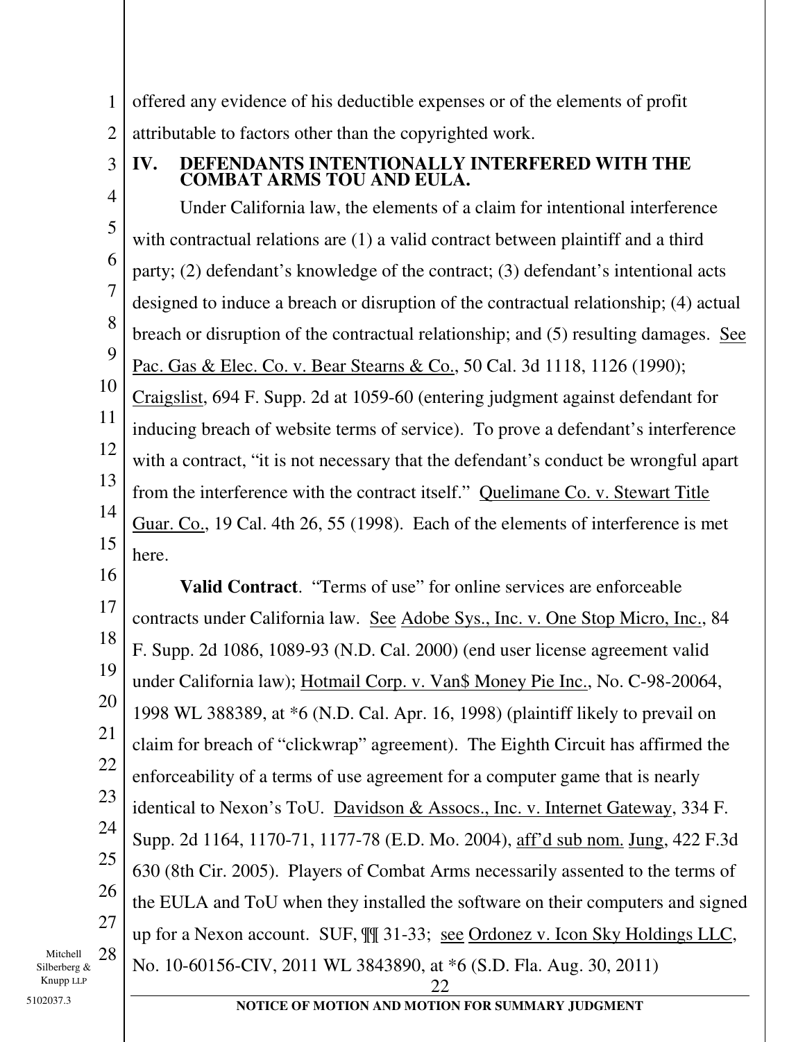offered any evidence of his deductible expenses or of the elements of profit attributable to factors other than the copyrighted work.

## IV. DEFENDANTS INTENTIONALLY INTERFERED WITH THE COMBAT ARMS TOU AND EULA.

Under California law, the elements of a claim for intentional interference with contractual relations are (1) a valid contract between plaintiff and a third party; (2) defendant's knowledge of the contract; (3) defendant's intentional acts designed to induce a breach or disruption of the contractual relationship; (4) actual breach or disruption of the contractual relationship; and (5) resulting damages. See Pac. Gas & Elec. Co. v. Bear Stearns & Co., 50 Cal. 3d 1118, 1126 (1990); Craigslist, 694 F. Supp. 2d at 1059-60 (entering judgment against defendant for inducing breach of website terms of service). To prove a defendant's interference with a contract, "it is not necessary that the defendant's conduct be wrongful apart from the interference with the contract itself." Quelimane Co. v. Stewart Title Guar. Co., 19 Cal. 4th 26, 55 (1998). Each of the elements of interference is met here.

**Valid Contract**. "Terms of use" for online services are enforceable contracts under California law. See Adobe Sys., Inc. v. One Stop Micro, Inc., 84 F. Supp. 2d 1086, 1089-93 (N.D. Cal. 2000) (end user license agreement valid under California law); Hotmail Corp. v. Van$ Money Pie Inc., No. C-98-20064, 1998 WL 388389, at *6 (N.D. Cal. Apr. 16, 1998) (plaintiff likely to prevail on claim for breach of "clickwrap" agreement). The Eighth Circuit has affirmed the enforceability of a terms of use agreement for a computer game that is nearly identical to Nexon's ToU. Davidson & Assocs., Inc. v. Internet Gateway, 334 F. Supp. 2d 1164, 1170-71, 1177-78 (E.D. Mo. 2004), aff'd sub nom. Jung, 422 F.3d 630 (8th Cir. 2005). Players of Combat Arms necessarily assented to the terms of the EULA and ToU when they installed the software on their computers and signed up for a Nexon account. SUF, ¶¶ 31-33; see Ordonez v. Icon Sky Holdings LLC, No. 10-60156-CIV, 2011 WL 3843890, at *6 (S.D. Fla. Aug. 30, 2011)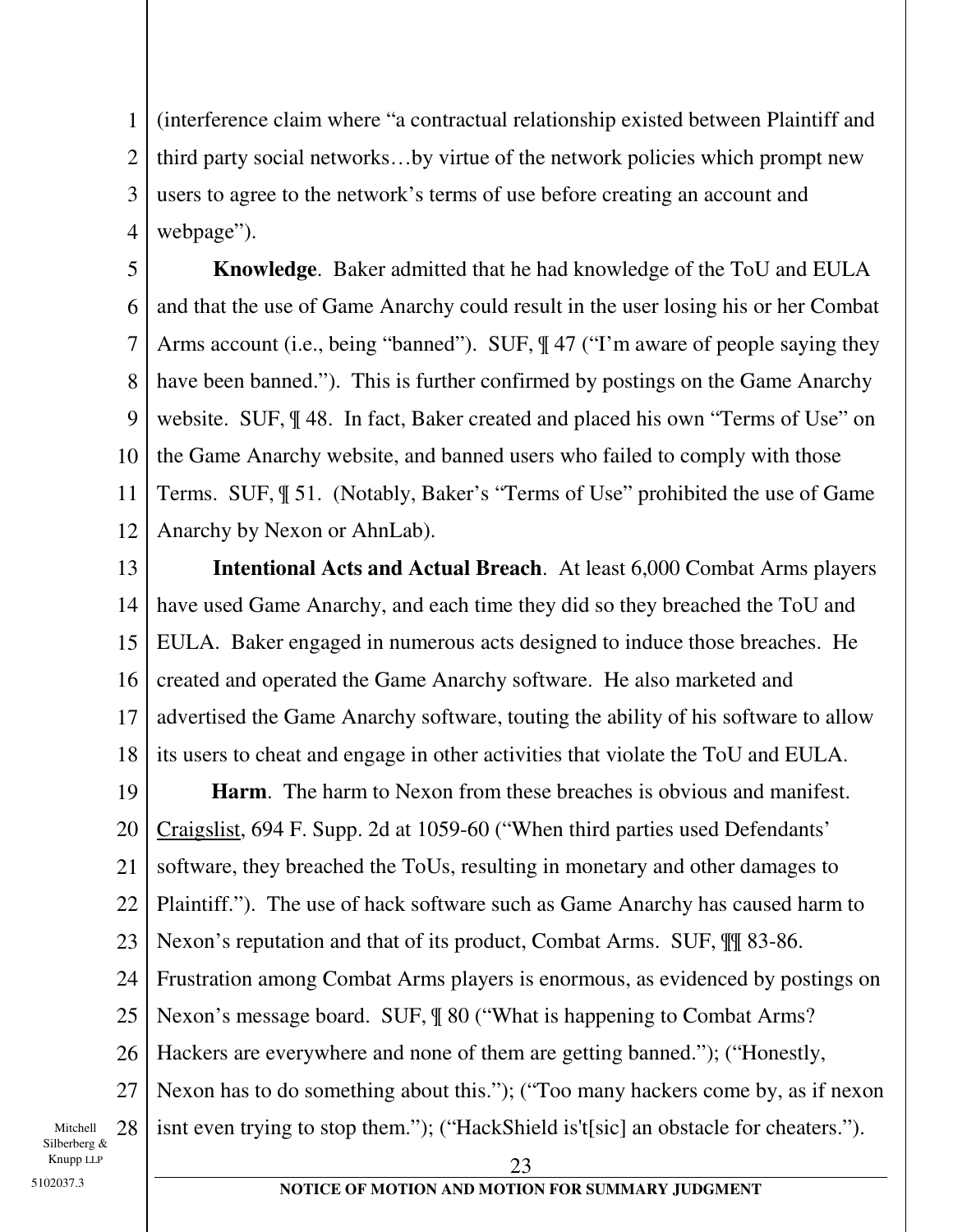(interference claim where "a contractual relationship existed between Plaintiff and third party social networks…by virtue of the network policies which prompt new users to agree to the network's terms of use before creating an account and webpage").

**Knowledge**. Baker admitted that he had knowledge of the ToU and EULA and that the use of Game Anarchy could result in the user losing his or her Combat Arms account (i.e., being "banned"). SUF, ¶ 47 ("I'm aware of people saying they have been banned."). This is further confirmed by postings on the Game Anarchy website. SUF, ¶ 48. In fact, Baker created and placed his own "Terms of Use" on the Game Anarchy website, and banned users who failed to comply with those Terms. SUF, ¶ 51. (Notably, Baker's "Terms of Use" prohibited the use of Game Anarchy by Nexon or AhnLab).

**Intentional Acts and Actual Breach**. At least 6,000 Combat Arms players have used Game Anarchy, and each time they did so they breached the ToU and EULA. Baker engaged in numerous acts designed to induce those breaches. He created and operated the Game Anarchy software. He also marketed and advertised the Game Anarchy software, touting the ability of his software to allow its users to cheat and engage in other activities that violate the ToU and EULA.

**Harm**. The harm to Nexon from these breaches is obvious and manifest. Craigslist, 694 F. Supp. 2d at 1059-60 ("When third parties used Defendants' software, they breached the ToUs, resulting in monetary and other damages to Plaintiff."). The use of hack software such as Game Anarchy has caused harm to Nexon's reputation and that of its product, Combat Arms. SUF, ¶¶ 83-86. Frustration among Combat Arms players is enormous, as evidenced by postings on Nexon's message board. SUF, ¶ 80 ("What is happening to Combat Arms? Hackers are everywhere and none of them are getting banned."); ("Honestly, Nexon has to do something about this."); ("Too many hackers come by, as if nexon isnt even trying to stop them."); ("HackShield is't[sic] an obstacle for cheaters.").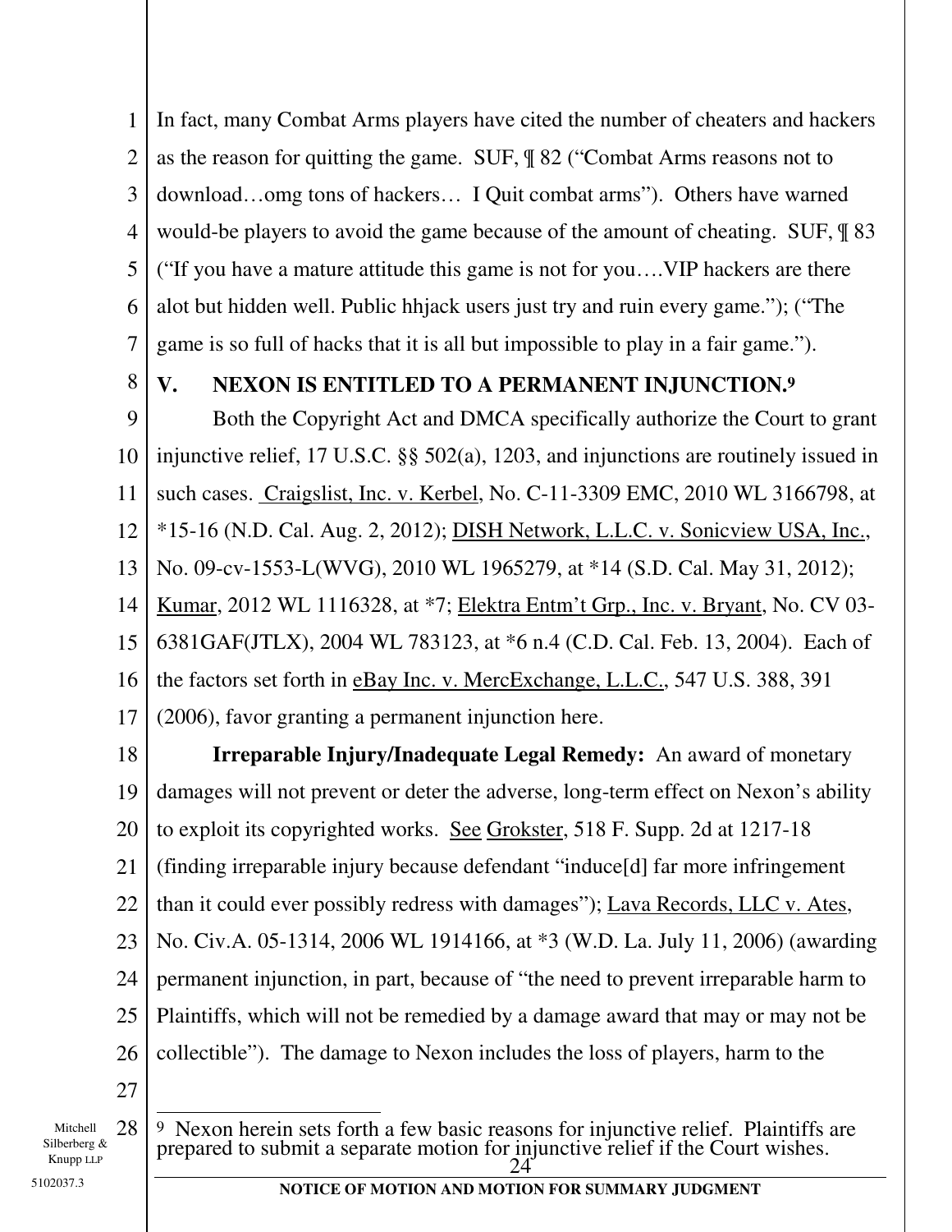In fact, many Combat Arms players have cited the number of cheaters and hackers as the reason for quitting the game. SUF, ¶ 82 ("Combat Arms reasons not to download…omg tons of hackers… I Quit combat arms"). Others have warned would-be players to avoid the game because of the amount of cheating. SUF, ¶ 83 ("If you have a mature attitude this game is not for you….VIP hackers are there alot but hidden well. Public hhjack users just try and ruin every game."); ("The game is so full of hacks that it is all but impossible to play in a fair game.").

## V. NEXON IS ENTITLED TO A PERMANENT INJUNCTION.[9]

Both the Copyright Act and DMCA specifically authorize the Court to grant injunctive relief, 17 U.S.C. §§ 502(a), 1203, and injunctions are routinely issued in such cases. Craigslist, Inc. v. Kerbel, No. C-11-3309 EMC, 2010 WL 3166798, at *15-16 (N.D. Cal. Aug. 2, 2012); DISH Network, L.L.C. v. Sonicview USA, Inc., No. 09-cv-1553-L(WVG), 2010 WL 1965279, at *14 (S.D. Cal. May 31, 2012); Kumar, 2012 WL 1116328, at *7; Elektra Entm't Grp., Inc. v. Bryant, No. CV 03-6381GAF(JTLX), 2004 WL 783123, at *6 n.4 (C.D. Cal. Feb. 13, 2004). Each of the factors set forth in eBay Inc. v. MercExchange, L.L.C., 547 U.S. 388, 391 (2006), favor granting a permanent injunction here.

**Irreparable Injury/Inadequate Legal Remedy:** An award of monetary damages will not prevent or deter the adverse, long-term effect on Nexon's ability to exploit its copyrighted works. See Grokster, 518 F. Supp. 2d at 1217-18 (finding irreparable injury because defendant "induce[d] far more infringement than it could ever possibly redress with damages"); Lava Records, LLC v. Ates, No. Civ.A. 05-1314, 2006 WL 1914166, at *3 (W.D. La. July 11, 2006) (awarding permanent injunction, in part, because of "the need to prevent irreparable harm to Plaintiffs, which will not be remedied by a damage award that may or may not be collectible"). The damage to Nexon includes the loss of players, harm to the

[9] Nexon herein sets forth a few basic reasons for injunctive relief. Plaintiffs are prepared to submit a separate motion for injunctive relief if the Court wishes.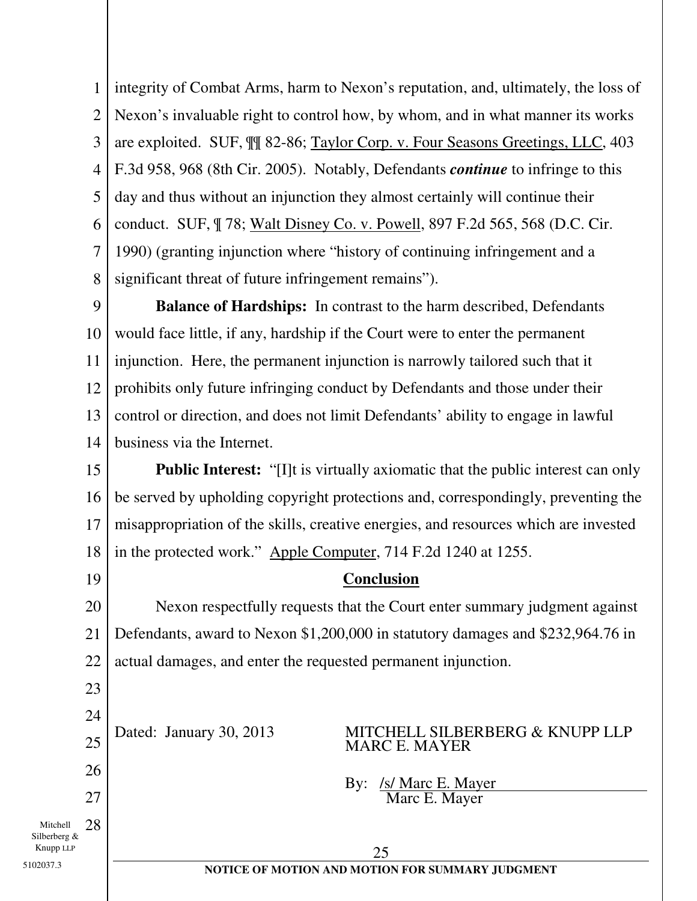integrity of Combat Arms, harm to Nexon's reputation, and, ultimately, the loss of Nexon's invaluable right to control how, by whom, and in what manner its works are exploited. SUF, ¶¶ 82-86; Taylor Corp. v. Four Seasons Greetings, LLC, 403 F.3d 958, 968 (8th Cir. 2005). Notably, Defendants ***continue*** to infringe to this day and thus without an injunction they almost certainly will continue their conduct. SUF, ¶ 78; Walt Disney Co. v. Powell, 897 F.2d 565, 568 (D.C. Cir. 1990) (granting injunction where "history of continuing infringement and a significant threat of future infringement remains").

**Balance of Hardships:** In contrast to the harm described, Defendants would face little, if any, hardship if the Court were to enter the permanent injunction. Here, the permanent injunction is narrowly tailored such that it prohibits only future infringing conduct by Defendants and those under their control or direction, and does not limit Defendants' ability to engage in lawful business via the Internet.

**Public Interest:** "[I]t is virtually axiomatic that the public interest can only be served by upholding copyright protections and, correspondingly, preventing the misappropriation of the skills, creative energies, and resources which are invested in the protected work." Apple Computer, 714 F.2d 1240 at 1255.

## Conclusion

Nexon respectfully requests that the Court enter summary judgment against Defendants, award to Nexon $1,200,000 in statutory damages and $232,964.76 in actual damages, and enter the requested permanent injunction.

Dated: January 30, 2013

MITCHELL SILBERBERG & KNUPP LLP
MARC E. MAYER

By: /s/ Marc E. Mayer
Marc E. Mayer